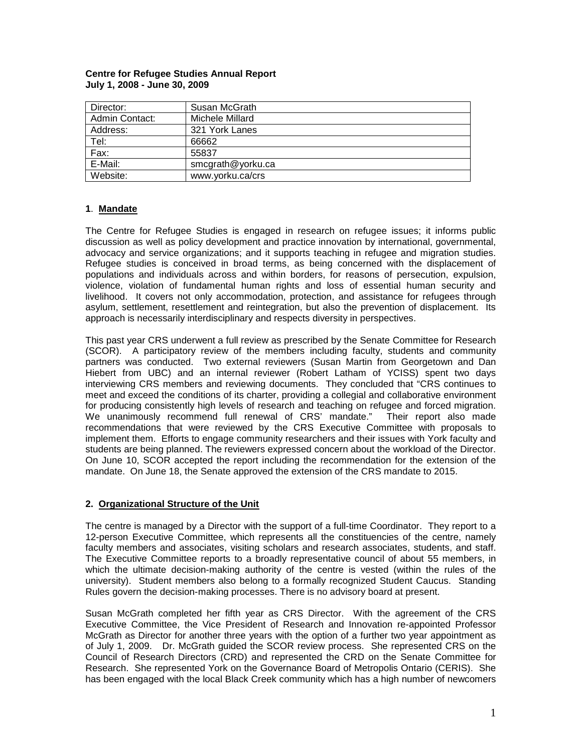**Centre for Refugee Studies Annual Report**
**July 1, 2008 - June 30, 2009**

| Director: | Susan McGrath |
|---|---|
| Admin Contact: | Michele Millard |
| Address: | 321 York Lanes |
| Tel: | 66662 |
| Fax: | 55837 |
| E-Mail: | smcgrath@yorku.ca |
| Website: | www.yorku.ca/crs |

## 1. Mandate

The Centre for Refugee Studies is engaged in research on refugee issues; it informs public discussion as well as policy development and practice innovation by international, governmental, advocacy and service organizations; and it supports teaching in refugee and migration studies. Refugee studies is conceived in broad terms, as being concerned with the displacement of populations and individuals across and within borders, for reasons of persecution, expulsion, violence, violation of fundamental human rights and loss of essential human security and livelihood. It covers not only accommodation, protection, and assistance for refugees through asylum, settlement, resettlement and reintegration, but also the prevention of displacement. Its approach is necessarily interdisciplinary and respects diversity in perspectives.

This past year CRS underwent a full review as prescribed by the Senate Committee for Research (SCOR). A participatory review of the members including faculty, students and community partners was conducted. Two external reviewers (Susan Martin from Georgetown and Dan Hiebert from UBC) and an internal reviewer (Robert Latham of YCISS) spent two days interviewing CRS members and reviewing documents. They concluded that "CRS continues to meet and exceed the conditions of its charter, providing a collegial and collaborative environment for producing consistently high levels of research and teaching on refugee and forced migration. We unanimously recommend full renewal of CRS' mandate." Their report also made recommendations that were reviewed by the CRS Executive Committee with proposals to implement them. Efforts to engage community researchers and their issues with York faculty and students are being planned. The reviewers expressed concern about the workload of the Director. On June 10, SCOR accepted the report including the recommendation for the extension of the mandate. On June 18, the Senate approved the extension of the CRS mandate to 2015.

## 2. Organizational Structure of the Unit

The centre is managed by a Director with the support of a full-time Coordinator. They report to a 12-person Executive Committee, which represents all the constituencies of the centre, namely faculty members and associates, visiting scholars and research associates, students, and staff. The Executive Committee reports to a broadly representative council of about 55 members, in which the ultimate decision-making authority of the centre is vested (within the rules of the university). Student members also belong to a formally recognized Student Caucus. Standing Rules govern the decision-making processes. There is no advisory board at present.

Susan McGrath completed her fifth year as CRS Director. With the agreement of the CRS Executive Committee, the Vice President of Research and Innovation re-appointed Professor McGrath as Director for another three years with the option of a further two year appointment as of July 1, 2009. Dr. McGrath guided the SCOR review process. She represented CRS on the Council of Research Directors (CRD) and represented the CRD on the Senate Committee for Research. She represented York on the Governance Board of Metropolis Ontario (CERIS). She has been engaged with the local Black Creek community which has a high number of newcomers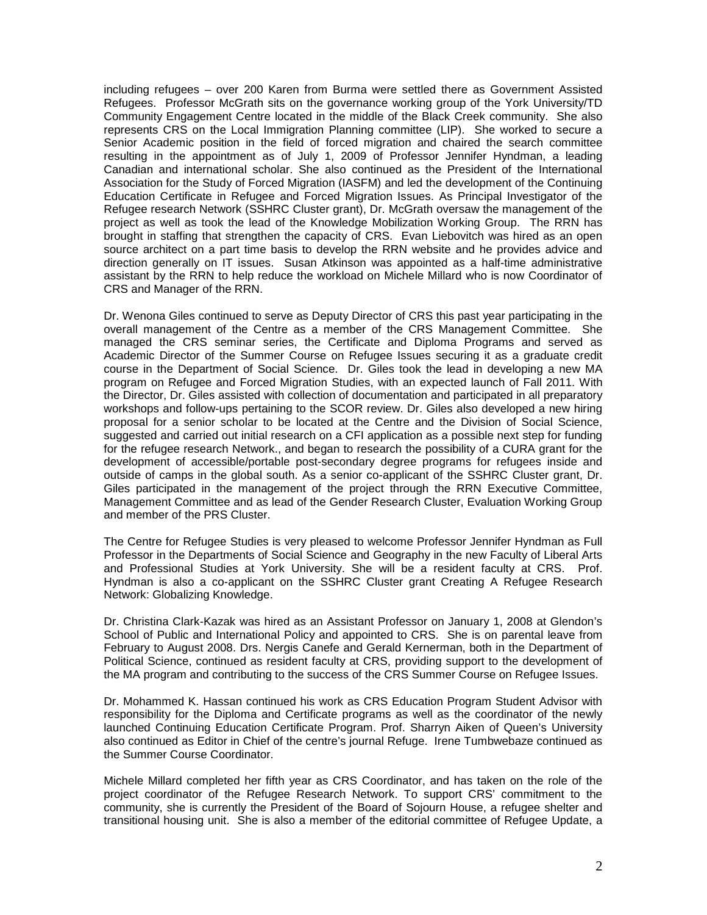including refugees – over 200 Karen from Burma were settled there as Government Assisted Refugees. Professor McGrath sits on the governance working group of the York University/TD Community Engagement Centre located in the middle of the Black Creek community. She also represents CRS on the Local Immigration Planning committee (LIP). She worked to secure a Senior Academic position in the field of forced migration and chaired the search committee resulting in the appointment as of July 1, 2009 of Professor Jennifer Hyndman, a leading Canadian and international scholar. She also continued as the President of the International Association for the Study of Forced Migration (IASFM) and led the development of the Continuing Education Certificate in Refugee and Forced Migration Issues. As Principal Investigator of the Refugee research Network (SSHRC Cluster grant), Dr. McGrath oversaw the management of the project as well as took the lead of the Knowledge Mobilization Working Group. The RRN has brought in staffing that strengthen the capacity of CRS. Evan Liebovitch was hired as an open source architect on a part time basis to develop the RRN website and he provides advice and direction generally on IT issues. Susan Atkinson was appointed as a half-time administrative assistant by the RRN to help reduce the workload on Michele Millard who is now Coordinator of CRS and Manager of the RRN.

Dr. Wenona Giles continued to serve as Deputy Director of CRS this past year participating in the overall management of the Centre as a member of the CRS Management Committee. She managed the CRS seminar series, the Certificate and Diploma Programs and served as Academic Director of the Summer Course on Refugee Issues securing it as a graduate credit course in the Department of Social Science. Dr. Giles took the lead in developing a new MA program on Refugee and Forced Migration Studies, with an expected launch of Fall 2011. With the Director, Dr. Giles assisted with collection of documentation and participated in all preparatory workshops and follow-ups pertaining to the SCOR review. Dr. Giles also developed a new hiring proposal for a senior scholar to be located at the Centre and the Division of Social Science, suggested and carried out initial research on a CFI application as a possible next step for funding for the refugee research Network., and began to research the possibility of a CURA grant for the development of accessible/portable post-secondary degree programs for refugees inside and outside of camps in the global south. As a senior co-applicant of the SSHRC Cluster grant, Dr. Giles participated in the management of the project through the RRN Executive Committee, Management Committee and as lead of the Gender Research Cluster, Evaluation Working Group and member of the PRS Cluster.

The Centre for Refugee Studies is very pleased to welcome Professor Jennifer Hyndman as Full Professor in the Departments of Social Science and Geography in the new Faculty of Liberal Arts and Professional Studies at York University. She will be a resident faculty at CRS. Prof. Hyndman is also a co-applicant on the SSHRC Cluster grant Creating A Refugee Research Network: Globalizing Knowledge.

Dr. Christina Clark-Kazak was hired as an Assistant Professor on January 1, 2008 at Glendon's School of Public and International Policy and appointed to CRS. She is on parental leave from February to August 2008. Drs. Nergis Canefe and Gerald Kernerman, both in the Department of Political Science, continued as resident faculty at CRS, providing support to the development of the MA program and contributing to the success of the CRS Summer Course on Refugee Issues.

Dr. Mohammed K. Hassan continued his work as CRS Education Program Student Advisor with responsibility for the Diploma and Certificate programs as well as the coordinator of the newly launched Continuing Education Certificate Program. Prof. Sharryn Aiken of Queen's University also continued as Editor in Chief of the centre's journal Refuge. Irene Tumbwebaze continued as the Summer Course Coordinator.

Michele Millard completed her fifth year as CRS Coordinator, and has taken on the role of the project coordinator of the Refugee Research Network. To support CRS' commitment to the community, she is currently the President of the Board of Sojourn House, a refugee shelter and transitional housing unit. She is also a member of the editorial committee of Refugee Update, a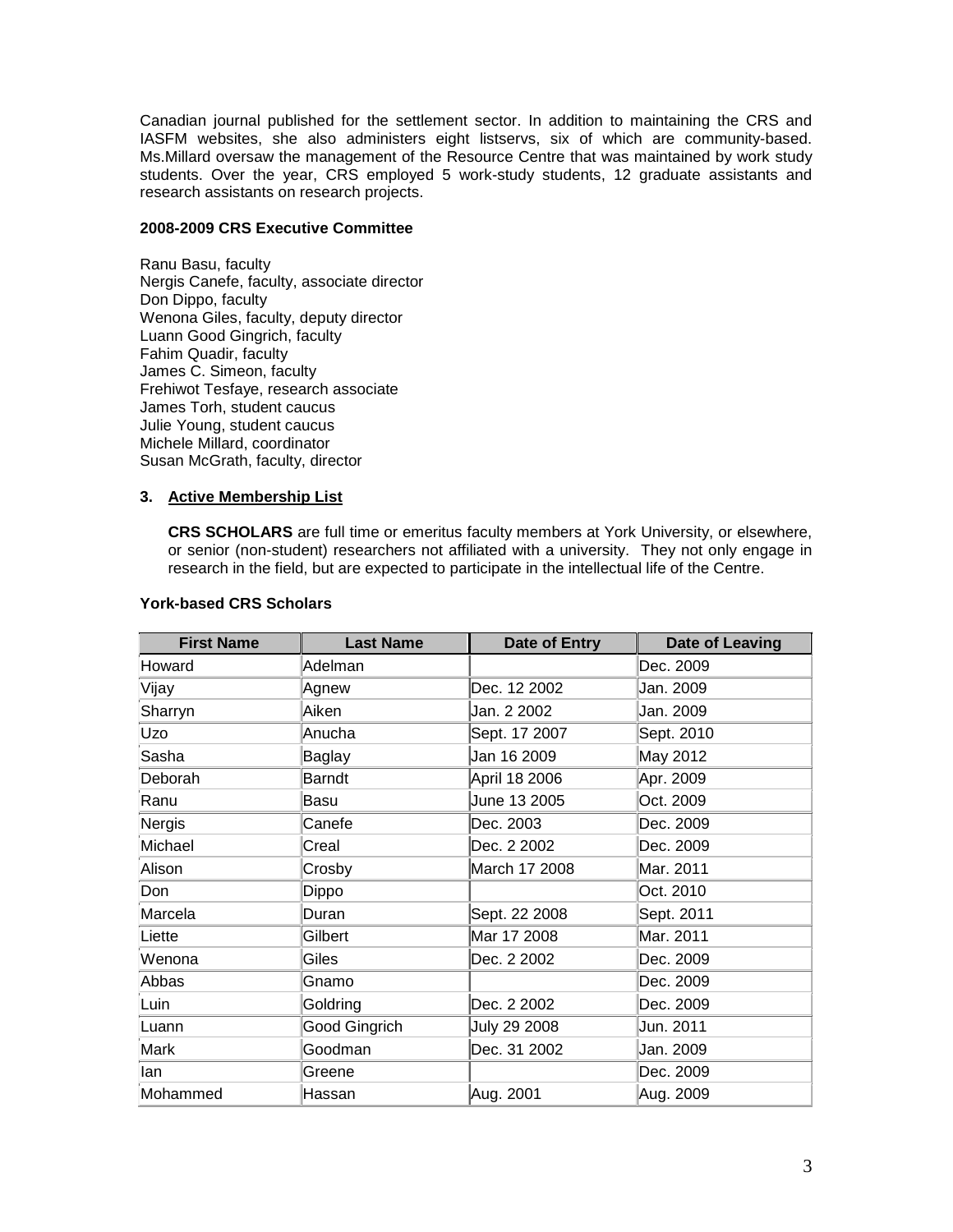Canadian journal published for the settlement sector. In addition to maintaining the CRS and IASFM websites, she also administers eight listservs, six of which are community-based. Ms.Millard oversaw the management of the Resource Centre that was maintained by work study students. Over the year, CRS employed 5 work-study students, 12 graduate assistants and research assistants on research projects.

**2008-2009 CRS Executive Committee**

Ranu Basu, faculty
Nergis Canefe, faculty, associate director
Don Dippo, faculty
Wenona Giles, faculty, deputy director
Luann Good Gingrich, faculty
Fahim Quadir, faculty
James C. Simeon, faculty
Frehiwot Tesfaye, research associate
James Torh, student caucus
Julie Young, student caucus
Michele Millard, coordinator
Susan McGrath, faculty, director

**3. Active Membership List**

**CRS SCHOLARS** are full time or emeritus faculty members at York University, or elsewhere, or senior (non-student) researchers not affiliated with a university. They not only engage in research in the field, but are expected to participate in the intellectual life of the Centre.

**York-based CRS Scholars**

| First Name | Last Name | Date of Entry | Date of Leaving |
|---|---|---|---|
| Howard | Adelman | | Dec. 2009 |
| Vijay | Agnew | Dec. 12 2002 | Jan. 2009 |
| Sharryn | Aiken | Jan. 2 2002 | Jan. 2009 |
| Uzo | Anucha | Sept. 17 2007 | Sept. 2010 |
| Sasha | Baglay | Jan 16 2009 | May 2012 |
| Deborah | Barndt | April 18 2006 | Apr. 2009 |
| Ranu | Basu | June 13 2005 | Oct. 2009 |
| Nergis | Canefe | Dec. 2003 | Dec. 2009 |
| Michael | Creal | Dec. 2 2002 | Dec. 2009 |
| Alison | Crosby | March 17 2008 | Mar. 2011 |
| Don | Dippo | | Oct. 2010 |
| Marcela | Duran | Sept. 22 2008 | Sept. 2011 |
| Liette | Gilbert | Mar 17 2008 | Mar. 2011 |
| Wenona | Giles | Dec. 2 2002 | Dec. 2009 |
| Abbas | Gnamo | | Dec. 2009 |
| Luin | Goldring | Dec. 2 2002 | Dec. 2009 |
| Luann | Good Gingrich | July 29 2008 | Jun. 2011 |
| Mark | Goodman | Dec. 31 2002 | Jan. 2009 |
| Ian | Greene | | Dec. 2009 |
| Mohammed | Hassan | Aug. 2001 | Aug. 2009 |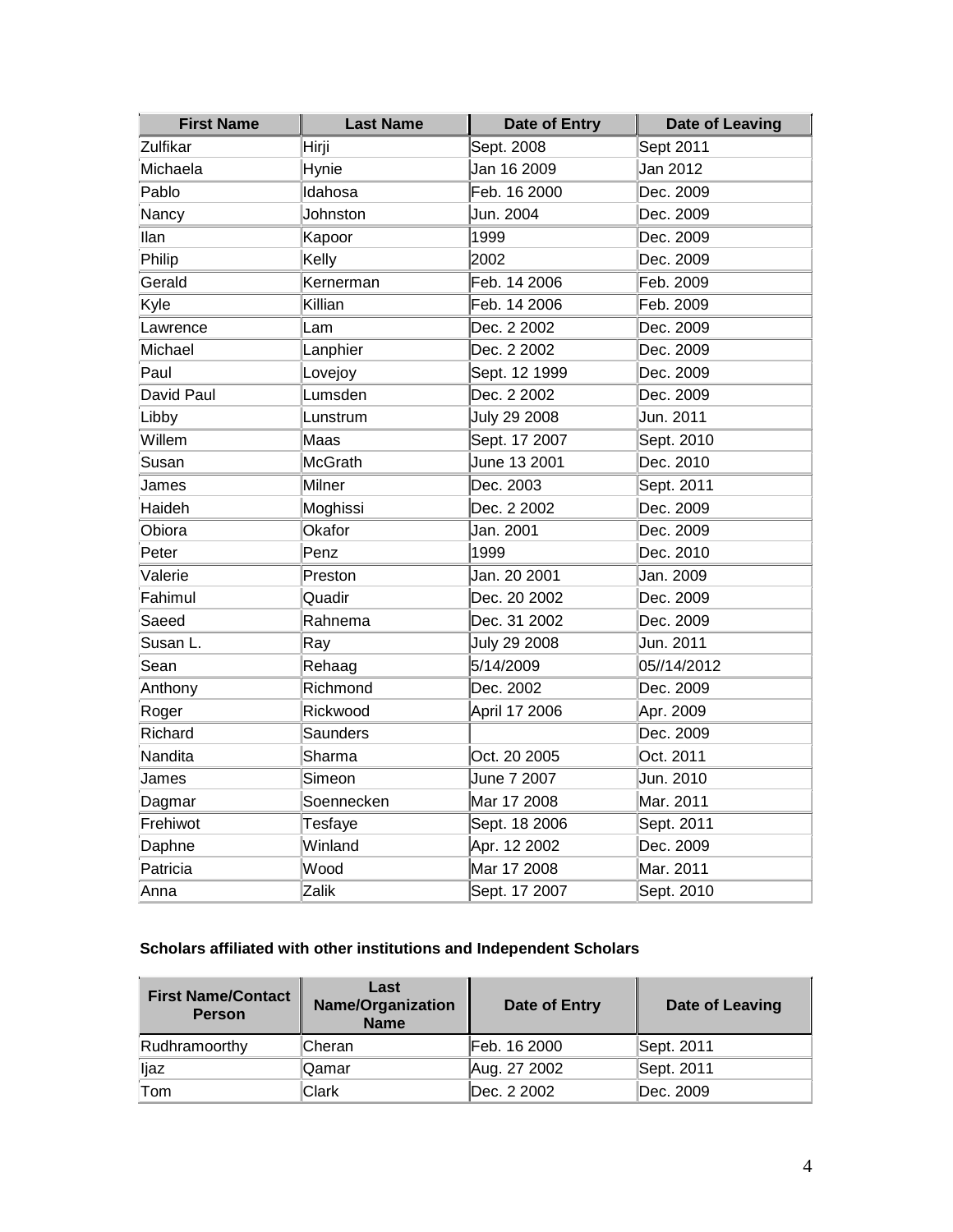| First Name | Last Name | Date of Entry | Date of Leaving |
| --- | --- | --- | --- |
| Zulfikar | Hirji | Sept. 2008 | Sept 2011 |
| Michaela | Hynie | Jan 16 2009 | Jan 2012 |
| Pablo | Idahosa | Feb. 16 2000 | Dec. 2009 |
| Nancy | Johnston | Jun. 2004 | Dec. 2009 |
| Ilan | Kapoor | 1999 | Dec. 2009 |
| Philip | Kelly | 2002 | Dec. 2009 |
| Gerald | Kernerman | Feb. 14 2006 | Feb. 2009 |
| Kyle | Killian | Feb. 14 2006 | Feb. 2009 |
| Lawrence | Lam | Dec. 2 2002 | Dec. 2009 |
| Michael | Lanphier | Dec. 2 2002 | Dec. 2009 |
| Paul | Lovejoy | Sept. 12 1999 | Dec. 2009 |
| David Paul | Lumsden | Dec. 2 2002 | Dec. 2009 |
| Libby | Lunstrum | July 29 2008 | Jun. 2011 |
| Willem | Maas | Sept. 17 2007 | Sept. 2010 |
| Susan | McGrath | June 13 2001 | Dec. 2010 |
| James | Milner | Dec. 2003 | Sept. 2011 |
| Haideh | Moghissi | Dec. 2 2002 | Dec. 2009 |
| Obiora | Okafor | Jan. 2001 | Dec. 2009 |
| Peter | Penz | 1999 | Dec. 2010 |
| Valerie | Preston | Jan. 20 2001 | Jan. 2009 |
| Fahimul | Quadir | Dec. 20 2002 | Dec. 2009 |
| Saeed | Rahnema | Dec. 31 2002 | Dec. 2009 |
| Susan L. | Ray | July 29 2008 | Jun. 2011 |
| Sean | Rehaag | 5/14/2009 | 05//14/2012 |
| Anthony | Richmond | Dec. 2002 | Dec. 2009 |
| Roger | Rickwood | April 17 2006 | Apr. 2009 |
| Richard | Saunders | | Dec. 2009 |
| Nandita | Sharma | Oct. 20 2005 | Oct. 2011 |
| James | Simeon | June 7 2007 | Jun. 2010 |
| Dagmar | Soennecken | Mar 17 2008 | Mar. 2011 |
| Frehiwot | Tesfaye | Sept. 18 2006 | Sept. 2011 |
| Daphne | Winland | Apr. 12 2002 | Dec. 2009 |
| Patricia | Wood | Mar 17 2008 | Mar. 2011 |
| Anna | Zalik | Sept. 17 2007 | Sept. 2010 |

**Scholars affiliated with other institutions and Independent Scholars**

| First Name/Contact Person | Last Name/Organization Name | Date of Entry | Date of Leaving |
| --- | --- | --- | --- |
| Rudhramoorthy | Cheran | Feb. 16 2000 | Sept. 2011 |
| Ijaz | Qamar | Aug. 27 2002 | Sept. 2011 |
| Tom | Clark | Dec. 2 2002 | Dec. 2009 |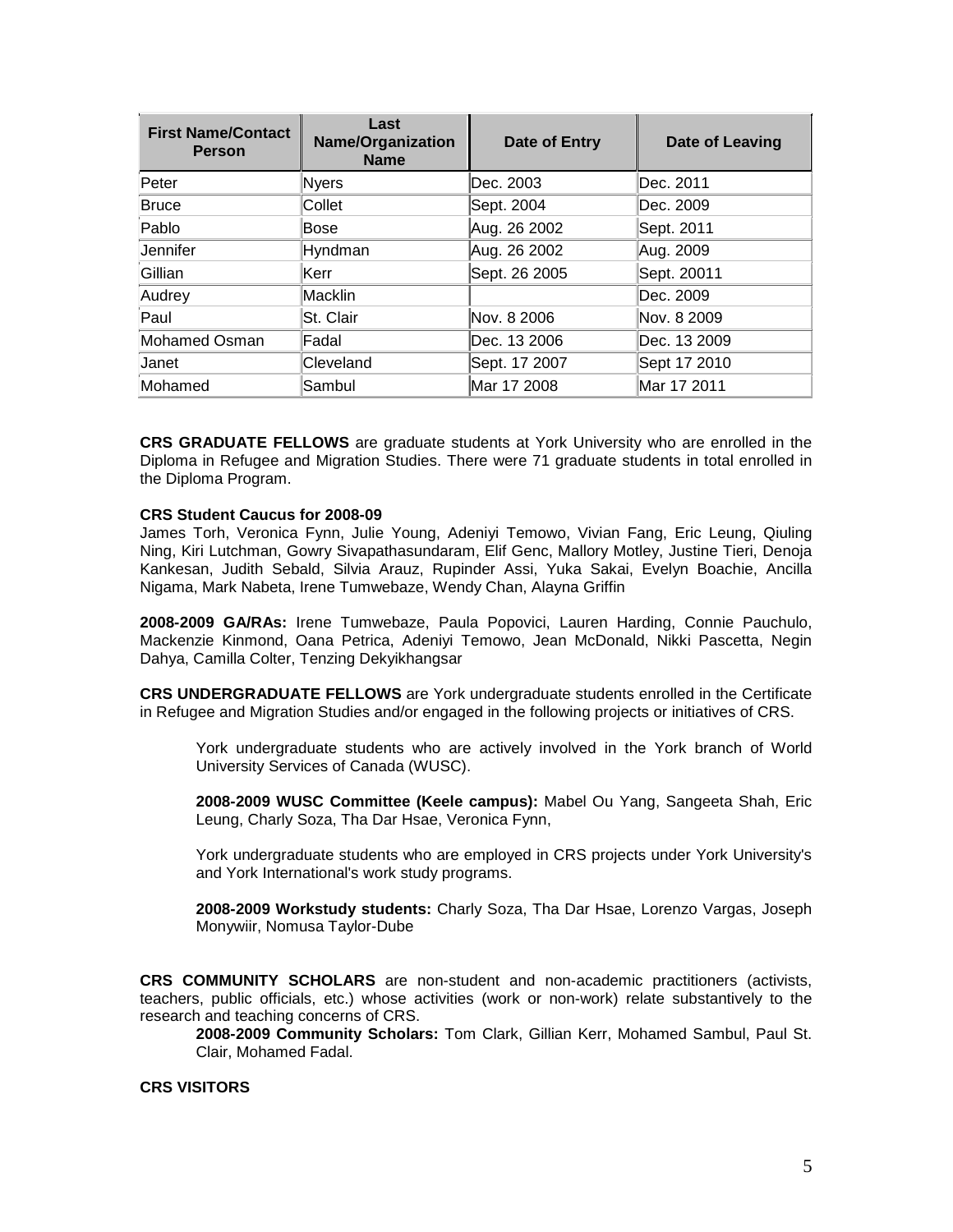| First Name/Contact Person | Last Name/Organization Name | Date of Entry | Date of Leaving |
| --- | --- | --- | --- |
| Peter | Nyers | Dec. 2003 | Dec. 2011 |
| Bruce | Collet | Sept. 2004 | Dec. 2009 |
| Pablo | Bose | Aug. 26 2002 | Sept. 2011 |
| Jennifer | Hyndman | Aug. 26 2002 | Aug. 2009 |
| Gillian | Kerr | Sept. 26 2005 | Sept. 20011 |
| Audrey | Macklin | | Dec. 2009 |
| Paul | St. Clair | Nov. 8 2006 | Nov. 8 2009 |
| Mohamed Osman | Fadal | Dec. 13 2006 | Dec. 13 2009 |
| Janet | Cleveland | Sept. 17 2007 | Sept 17 2010 |
| Mohamed | Sambul | Mar 17 2008 | Mar 17 2011 |

**CRS GRADUATE FELLOWS** are graduate students at York University who are enrolled in the Diploma in Refugee and Migration Studies. There were 71 graduate students in total enrolled in the Diploma Program.

**CRS Student Caucus for 2008-09**
James Torh, Veronica Fynn, Julie Young, Adeniyi Temowo, Vivian Fang, Eric Leung, Qiuling Ning, Kiri Lutchman, Gowry Sivapathasundaram, Elif Genc, Mallory Motley, Justine Tieri, Denoja Kankesan, Judith Sebald, Silvia Arauz, Rupinder Assi, Yuka Sakai, Evelyn Boachie, Ancilla Nigama, Mark Nabeta, Irene Tumwebaze, Wendy Chan, Alayna Griffin

**2008-2009 GA/RAs:** Irene Tumwebaze, Paula Popovici, Lauren Harding, Connie Pauchulo, Mackenzie Kinmond, Oana Petrica, Adeniyi Temowo, Jean McDonald, Nikki Pascetta, Negin Dahya, Camilla Colter, Tenzing Dekyikhangsar

**CRS UNDERGRADUATE FELLOWS** are York undergraduate students enrolled in the Certificate in Refugee and Migration Studies and/or engaged in the following projects or initiatives of CRS.

York undergraduate students who are actively involved in the York branch of World University Services of Canada (WUSC).

**2008-2009 WUSC Committee (Keele campus):** Mabel Ou Yang, Sangeeta Shah, Eric Leung, Charly Soza, Tha Dar Hsae, Veronica Fynn,

York undergraduate students who are employed in CRS projects under York University's and York International's work study programs.

**2008-2009 Workstudy students:** Charly Soza, Tha Dar Hsae, Lorenzo Vargas, Joseph Monywiir, Nomusa Taylor-Dube

**CRS COMMUNITY SCHOLARS** are non-student and non-academic practitioners (activists, teachers, public officials, etc.) whose activities (work or non-work) relate substantively to the research and teaching concerns of CRS.

**2008-2009 Community Scholars:** Tom Clark, Gillian Kerr, Mohamed Sambul, Paul St. Clair, Mohamed Fadal.

**CRS VISITORS**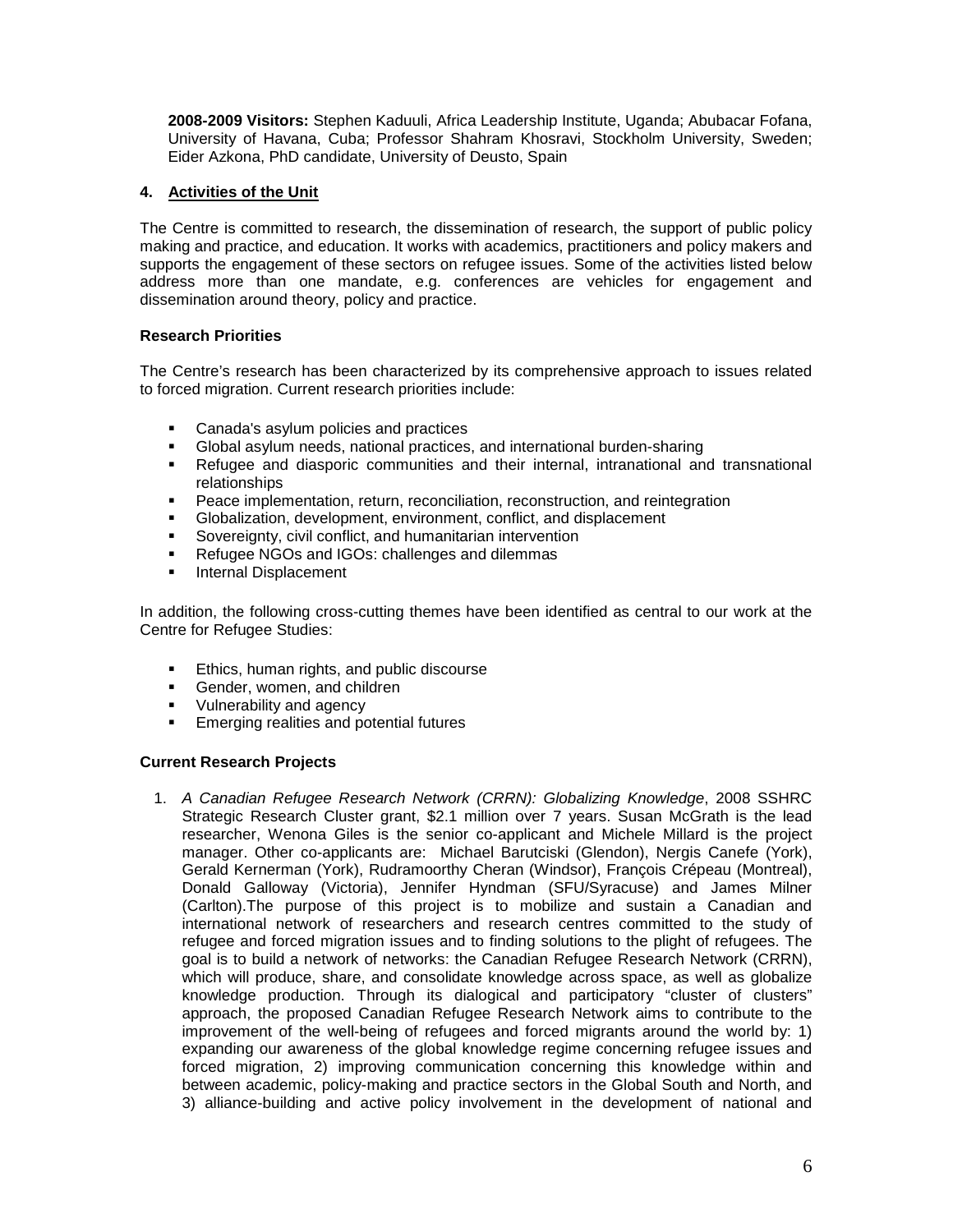**2008-2009 Visitors:** Stephen Kaduuli, Africa Leadership Institute, Uganda; Abubacar Fofana, University of Havana, Cuba; Professor Shahram Khosravi, Stockholm University, Sweden; Eider Azkona, PhD candidate, University of Deusto, Spain

## 4. Activities of the Unit

The Centre is committed to research, the dissemination of research, the support of public policy making and practice, and education. It works with academics, practitioners and policy makers and supports the engagement of these sectors on refugee issues. Some of the activities listed below address more than one mandate, e.g. conferences are vehicles for engagement and dissemination around theory, policy and practice.

### Research Priorities

The Centre's research has been characterized by its comprehensive approach to issues related to forced migration. Current research priorities include:

- Canada's asylum policies and practices
- Global asylum needs, national practices, and international burden-sharing
- Refugee and diasporic communities and their internal, intranational and transnational relationships
- Peace implementation, return, reconciliation, reconstruction, and reintegration
- Globalization, development, environment, conflict, and displacement
- Sovereignty, civil conflict, and humanitarian intervention
- Refugee NGOs and IGOs: challenges and dilemmas
- Internal Displacement

In addition, the following cross-cutting themes have been identified as central to our work at the Centre for Refugee Studies:

- Ethics, human rights, and public discourse
- Gender, women, and children
- Vulnerability and agency
- Emerging realities and potential futures

### Current Research Projects

1. *A Canadian Refugee Research Network (CRRN): Globalizing Knowledge*, 2008 SSHRC Strategic Research Cluster grant, $2.1 million over 7 years. Susan McGrath is the lead researcher, Wenona Giles is the senior co-applicant and Michele Millard is the project manager. Other co-applicants are: Michael Barutciski (Glendon), Nergis Canefe (York), Gerald Kernerman (York), Rudramoorthy Cheran (Windsor), François Crépeau (Montreal), Donald Galloway (Victoria), Jennifer Hyndman (SFU/Syracuse) and James Milner (Carlton).The purpose of this project is to mobilize and sustain a Canadian and international network of researchers and research centres committed to the study of refugee and forced migration issues and to finding solutions to the plight of refugees. The goal is to build a network of networks: the Canadian Refugee Research Network (CRRN), which will produce, share, and consolidate knowledge across space, as well as globalize knowledge production. Through its dialogical and participatory "cluster of clusters" approach, the proposed Canadian Refugee Research Network aims to contribute to the improvement of the well-being of refugees and forced migrants around the world by: 1) expanding our awareness of the global knowledge regime concerning refugee issues and forced migration, 2) improving communication concerning this knowledge within and between academic, policy-making and practice sectors in the Global South and North, and 3) alliance-building and active policy involvement in the development of national and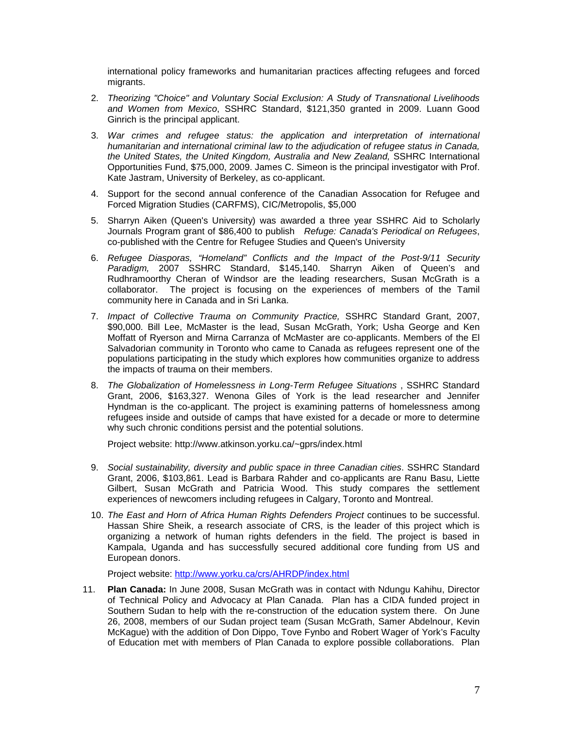international policy frameworks and humanitarian practices affecting refugees and forced migrants.

2. *Theorizing "Choice" and Voluntary Social Exclusion: A Study of Transnational Livelihoods and Women from Mexico*, SSHRC Standard, $121,350 granted in 2009. Luann Good Ginrich is the principal applicant.

3. *War crimes and refugee status: the application and interpretation of international humanitarian and international criminal law to the adjudication of refugee status in Canada, the United States, the United Kingdom, Australia and New Zealand,* SSHRC International Opportunities Fund, $75,000, 2009. James C. Simeon is the principal investigator with Prof. Kate Jastram, University of Berkeley, as co-applicant.

4. Support for the second annual conference of the Canadian Assocation for Refugee and Forced Migration Studies (CARFMS), CIC/Metropolis, $5,000

5. Sharryn Aiken (Queen's University) was awarded a three year SSHRC Aid to Scholarly Journals Program grant of $86,400 to publish *Refuge: Canada's Periodical on Refugees*, co-published with the Centre for Refugee Studies and Queen's University

6. *Refugee Diasporas, "Homeland" Conflicts and the Impact of the Post-9/11 Security Paradigm,* 2007 SSHRC Standard, $145,140. Sharryn Aiken of Queen's and Rudhramoorthy Cheran of Windsor are the leading researchers, Susan McGrath is a collaborator. The project is focusing on the experiences of members of the Tamil community here in Canada and in Sri Lanka.

7. *Impact of Collective Trauma on Community Practice,* SSHRC Standard Grant, 2007, $90,000. Bill Lee, McMaster is the lead, Susan McGrath, York; Usha George and Ken Moffatt of Ryerson and Mirna Carranza of McMaster are co-applicants. Members of the El Salvadorian community in Toronto who came to Canada as refugees represent one of the populations participating in the study which explores how communities organize to address the impacts of trauma on their members.

8. *The Globalization of Homelessness in Long-Term Refugee Situations* , SSHRC Standard Grant, 2006, $163,327. Wenona Giles of York is the lead researcher and Jennifer Hyndman is the co-applicant. The project is examining patterns of homelessness among refugees inside and outside of camps that have existed for a decade or more to determine why such chronic conditions persist and the potential solutions.

   Project website: http://www.atkinson.yorku.ca/~gprs/index.html

9. *Social sustainability, diversity and public space in three Canadian cities*. SSHRC Standard Grant, 2006, $103,861. Lead is Barbara Rahder and co-applicants are Ranu Basu, Liette Gilbert, Susan McGrath and Patricia Wood. This study compares the settlement experiences of newcomers including refugees in Calgary, Toronto and Montreal.

10. *The East and Horn of Africa Human Rights Defenders Project* continues to be successful. Hassan Shire Sheik, a research associate of CRS, is the leader of this project which is organizing a network of human rights defenders in the field. The project is based in Kampala, Uganda and has successfully secured additional core funding from US and European donors.

    Project website: http://www.yorku.ca/crs/AHRDP/index.html

11. **Plan Canada:** In June 2008, Susan McGrath was in contact with Ndungu Kahihu, Director of Technical Policy and Advocacy at Plan Canada. Plan has a CIDA funded project in Southern Sudan to help with the re-construction of the education system there. On June 26, 2008, members of our Sudan project team (Susan McGrath, Samer Abdelnour, Kevin McKague) with the addition of Don Dippo, Tove Fynbo and Robert Wager of York's Faculty of Education met with members of Plan Canada to explore possible collaborations. Plan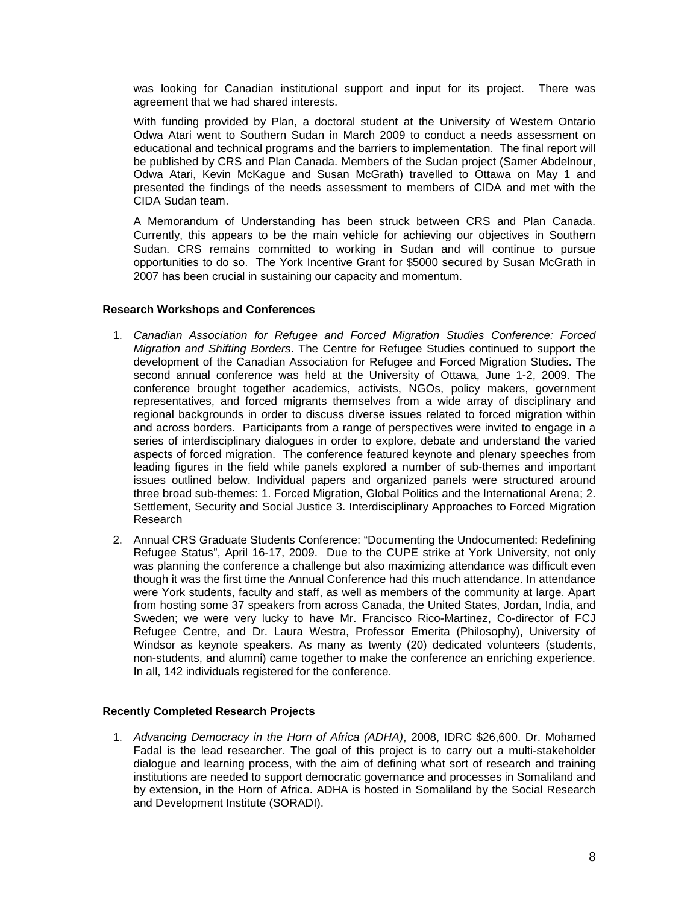was looking for Canadian institutional support and input for its project. There was agreement that we had shared interests.

With funding provided by Plan, a doctoral student at the University of Western Ontario Odwa Atari went to Southern Sudan in March 2009 to conduct a needs assessment on educational and technical programs and the barriers to implementation. The final report will be published by CRS and Plan Canada. Members of the Sudan project (Samer Abdelnour, Odwa Atari, Kevin McKague and Susan McGrath) travelled to Ottawa on May 1 and presented the findings of the needs assessment to members of CIDA and met with the CIDA Sudan team.

A Memorandum of Understanding has been struck between CRS and Plan Canada. Currently, this appears to be the main vehicle for achieving our objectives in Southern Sudan. CRS remains committed to working in Sudan and will continue to pursue opportunities to do so. The York Incentive Grant for $5000 secured by Susan McGrath in 2007 has been crucial in sustaining our capacity and momentum.

**Research Workshops and Conferences**

1. *Canadian Association for Refugee and Forced Migration Studies Conference: Forced Migration and Shifting Borders*. The Centre for Refugee Studies continued to support the development of the Canadian Association for Refugee and Forced Migration Studies. The second annual conference was held at the University of Ottawa, June 1-2, 2009. The conference brought together academics, activists, NGOs, policy makers, government representatives, and forced migrants themselves from a wide array of disciplinary and regional backgrounds in order to discuss diverse issues related to forced migration within and across borders. Participants from a range of perspectives were invited to engage in a series of interdisciplinary dialogues in order to explore, debate and understand the varied aspects of forced migration. The conference featured keynote and plenary speeches from leading figures in the field while panels explored a number of sub-themes and important issues outlined below. Individual papers and organized panels were structured around three broad sub-themes: 1. Forced Migration, Global Politics and the International Arena; 2. Settlement, Security and Social Justice 3. Interdisciplinary Approaches to Forced Migration Research
2. Annual CRS Graduate Students Conference: "Documenting the Undocumented: Redefining Refugee Status", April 16-17, 2009. Due to the CUPE strike at York University, not only was planning the conference a challenge but also maximizing attendance was difficult even though it was the first time the Annual Conference had this much attendance. In attendance were York students, faculty and staff, as well as members of the community at large. Apart from hosting some 37 speakers from across Canada, the United States, Jordan, India, and Sweden; we were very lucky to have Mr. Francisco Rico-Martinez, Co-director of FCJ Refugee Centre, and Dr. Laura Westra, Professor Emerita (Philosophy), University of Windsor as keynote speakers. As many as twenty (20) dedicated volunteers (students, non-students, and alumni) came together to make the conference an enriching experience. In all, 142 individuals registered for the conference.

**Recently Completed Research Projects**

1. *Advancing Democracy in the Horn of Africa (ADHA)*, 2008, IDRC $26,600. Dr. Mohamed Fadal is the lead researcher. The goal of this project is to carry out a multi-stakeholder dialogue and learning process, with the aim of defining what sort of research and training institutions are needed to support democratic governance and processes in Somaliland and by extension, in the Horn of Africa. ADHA is hosted in Somaliland by the Social Research and Development Institute (SORADI).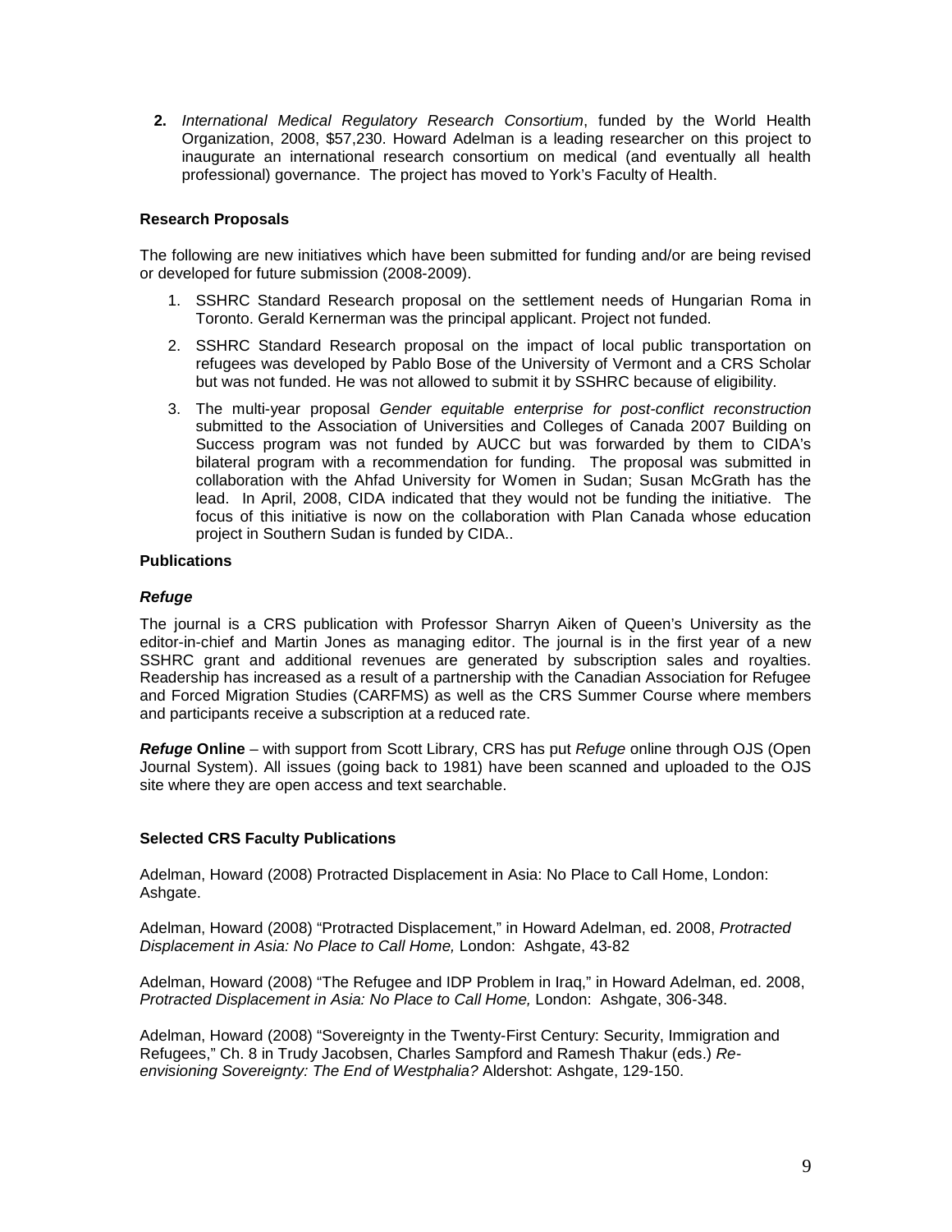2. *International Medical Regulatory Research Consortium*, funded by the World Health Organization, 2008, $57,230. Howard Adelman is a leading researcher on this project to inaugurate an international research consortium on medical (and eventually all health professional) governance. The project has moved to York's Faculty of Health.

### Research Proposals

The following are new initiatives which have been submitted for funding and/or are being revised or developed for future submission (2008-2009).

1. SSHRC Standard Research proposal on the settlement needs of Hungarian Roma in Toronto. Gerald Kernerman was the principal applicant. Project not funded.
2. SSHRC Standard Research proposal on the impact of local public transportation on refugees was developed by Pablo Bose of the University of Vermont and a CRS Scholar but was not funded. He was not allowed to submit it by SSHRC because of eligibility.
3. The multi-year proposal *Gender equitable enterprise for post-conflict reconstruction* submitted to the Association of Universities and Colleges of Canada 2007 Building on Success program was not funded by AUCC but was forwarded by them to CIDA's bilateral program with a recommendation for funding. The proposal was submitted in collaboration with the Ahfad University for Women in Sudan; Susan McGrath has the lead. In April, 2008, CIDA indicated that they would not be funding the initiative. The focus of this initiative is now on the collaboration with Plan Canada whose education project in Southern Sudan is funded by CIDA..

### Publications

#### *Refuge*

The journal is a CRS publication with Professor Sharryn Aiken of Queen's University as the editor-in-chief and Martin Jones as managing editor. The journal is in the first year of a new SSHRC grant and additional revenues are generated by subscription sales and royalties. Readership has increased as a result of a partnership with the Canadian Association for Refugee and Forced Migration Studies (CARFMS) as well as the CRS Summer Course where members and participants receive a subscription at a reduced rate.

***Refuge* Online** – with support from Scott Library, CRS has put *Refuge* online through OJS (Open Journal System). All issues (going back to 1981) have been scanned and uploaded to the OJS site where they are open access and text searchable.

### Selected CRS Faculty Publications

Adelman, Howard (2008) Protracted Displacement in Asia: No Place to Call Home, London: Ashgate.

Adelman, Howard (2008) "Protracted Displacement," in Howard Adelman, ed. 2008, *Protracted Displacement in Asia: No Place to Call Home,* London: Ashgate, 43-82

Adelman, Howard (2008) "The Refugee and IDP Problem in Iraq," in Howard Adelman, ed. 2008, *Protracted Displacement in Asia: No Place to Call Home,* London: Ashgate, 306-348.

Adelman, Howard (2008) "Sovereignty in the Twenty-First Century: Security, Immigration and Refugees," Ch. 8 in Trudy Jacobsen, Charles Sampford and Ramesh Thakur (eds.) *Re-envisioning Sovereignty: The End of Westphalia?* Aldershot: Ashgate, 129-150.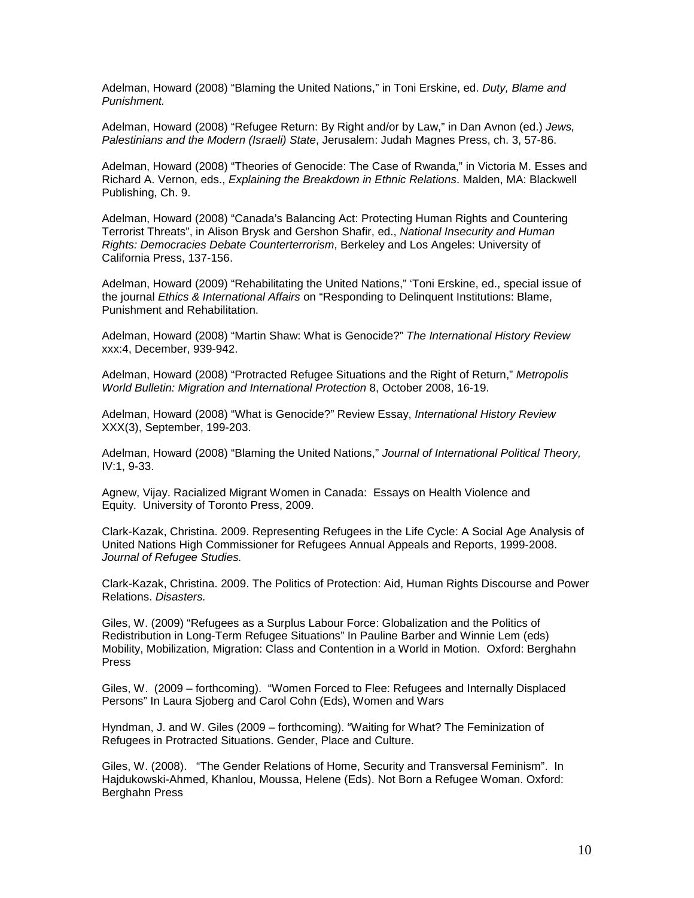Adelman, Howard (2008) “Blaming the United Nations,” in Toni Erskine, ed. *Duty, Blame and Punishment.*

Adelman, Howard (2008) “Refugee Return: By Right and/or by Law,” in Dan Avnon (ed.) *Jews, Palestinians and the Modern (Israeli) State*, Jerusalem: Judah Magnes Press, ch. 3, 57-86.

Adelman, Howard (2008) “Theories of Genocide: The Case of Rwanda,” in Victoria M. Esses and Richard A. Vernon, eds., *Explaining the Breakdown in Ethnic Relations*. Malden, MA: Blackwell Publishing, Ch. 9.

Adelman, Howard (2008) “Canada’s Balancing Act: Protecting Human Rights and Countering Terrorist Threats”, in Alison Brysk and Gershon Shafir, ed., *National Insecurity and Human Rights: Democracies Debate Counterterrorism*, Berkeley and Los Angeles: University of California Press, 137-156.

Adelman, Howard (2009) “Rehabilitating the United Nations,” ‘Toni Erskine, ed., special issue of the journal *Ethics & International Affairs* on “Responding to Delinquent Institutions: Blame, Punishment and Rehabilitation.

Adelman, Howard (2008) “Martin Shaw: What is Genocide?” *The International History Review* xxx:4, December, 939-942.

Adelman, Howard (2008) “Protracted Refugee Situations and the Right of Return,” *Metropolis World Bulletin: Migration and International Protection* 8, October 2008, 16-19.

Adelman, Howard (2008) “What is Genocide?” Review Essay, *International History Review* XXX(3), September, 199-203.

Adelman, Howard (2008) “Blaming the United Nations,” *Journal of International Political Theory,* IV:1, 9-33.

Agnew, Vijay. Racialized Migrant Women in Canada: Essays on Health Violence and Equity. University of Toronto Press, 2009.

Clark-Kazak, Christina. 2009. Representing Refugees in the Life Cycle: A Social Age Analysis of United Nations High Commissioner for Refugees Annual Appeals and Reports, 1999-2008. *Journal of Refugee Studies.*

Clark-Kazak, Christina. 2009. The Politics of Protection: Aid, Human Rights Discourse and Power Relations. *Disasters.*

Giles, W. (2009) “Refugees as a Surplus Labour Force: Globalization and the Politics of Redistribution in Long-Term Refugee Situations” In Pauline Barber and Winnie Lem (eds) Mobility, Mobilization, Migration: Class and Contention in a World in Motion. Oxford: Berghahn Press

Giles, W. (2009 – forthcoming). “Women Forced to Flee: Refugees and Internally Displaced Persons” In Laura Sjoberg and Carol Cohn (Eds), Women and Wars

Hyndman, J. and W. Giles (2009 – forthcoming). “Waiting for What? The Feminization of Refugees in Protracted Situations. Gender, Place and Culture.

Giles, W. (2008). “The Gender Relations of Home, Security and Transversal Feminism”. In Hajdukowski-Ahmed, Khanlou, Moussa, Helene (Eds). Not Born a Refugee Woman. Oxford: Berghahn Press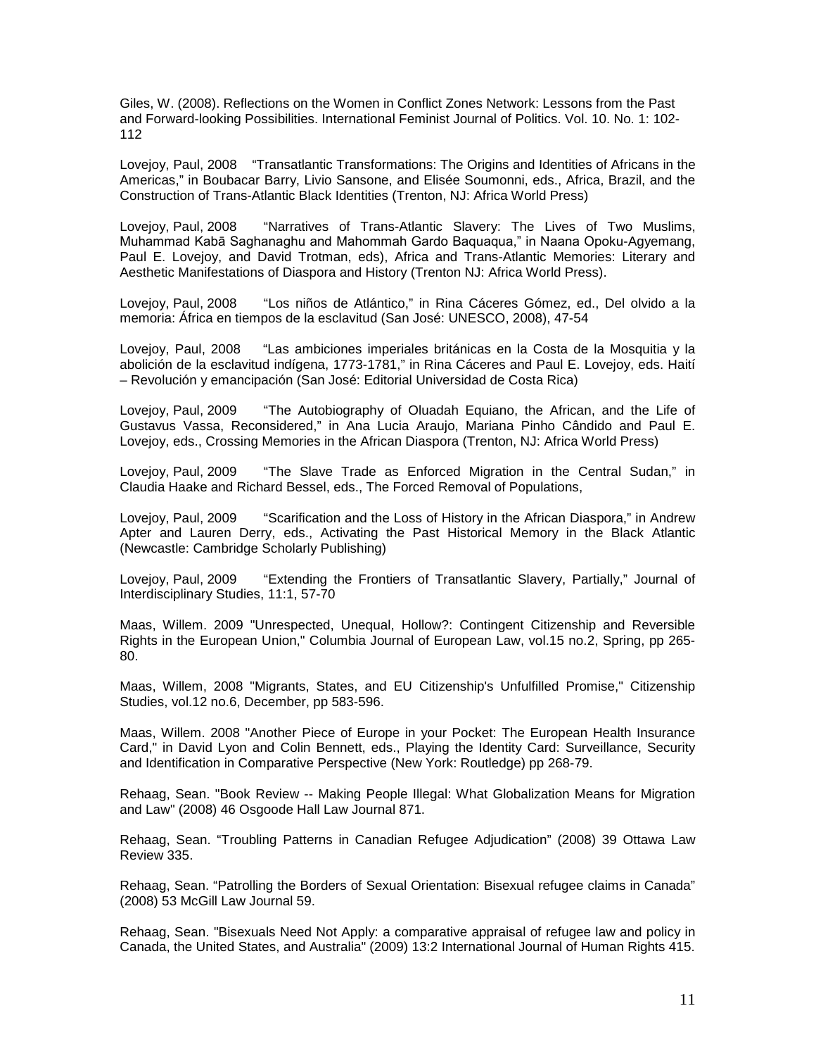Giles, W. (2008). Reflections on the Women in Conflict Zones Network: Lessons from the Past and Forward-looking Possibilities. International Feminist Journal of Politics. Vol. 10. No. 1: 102-112

Lovejoy, Paul, 2008 "Transatlantic Transformations: The Origins and Identities of Africans in the Americas," in Boubacar Barry, Livio Sansone, and Elisée Soumonni, eds., Africa, Brazil, and the Construction of Trans-Atlantic Black Identities (Trenton, NJ: Africa World Press)

Lovejoy, Paul, 2008 "Narratives of Trans-Atlantic Slavery: The Lives of Two Muslims, Muhammad Kabā Saghanaghu and Mahommah Gardo Baquaqua," in Naana Opoku-Agyemang, Paul E. Lovejoy, and David Trotman, eds), Africa and Trans-Atlantic Memories: Literary and Aesthetic Manifestations of Diaspora and History (Trenton NJ: Africa World Press).

Lovejoy, Paul, 2008 "Los niños de Atlántico," in Rina Cáceres Gómez, ed., Del olvido a la memoria: África en tiempos de la esclavitud (San José: UNESCO, 2008), 47-54

Lovejoy, Paul, 2008 "Las ambiciones imperiales británicas en la Costa de la Mosquitia y la abolición de la esclavitud indígena, 1773-1781," in Rina Cáceres and Paul E. Lovejoy, eds. Haití – Revolución y emancipación (San José: Editorial Universidad de Costa Rica)

Lovejoy, Paul, 2009 "The Autobiography of Oluadah Equiano, the African, and the Life of Gustavus Vassa, Reconsidered," in Ana Lucia Araujo, Mariana Pinho Cândido and Paul E. Lovejoy, eds., Crossing Memories in the African Diaspora (Trenton, NJ: Africa World Press)

Lovejoy, Paul, 2009 "The Slave Trade as Enforced Migration in the Central Sudan," in Claudia Haake and Richard Bessel, eds., The Forced Removal of Populations,

Lovejoy, Paul, 2009 "Scarification and the Loss of History in the African Diaspora," in Andrew Apter and Lauren Derry, eds., Activating the Past Historical Memory in the Black Atlantic (Newcastle: Cambridge Scholarly Publishing)

Lovejoy, Paul, 2009 "Extending the Frontiers of Transatlantic Slavery, Partially," Journal of Interdisciplinary Studies, 11:1, 57-70

Maas, Willem. 2009 "Unrespected, Unequal, Hollow?: Contingent Citizenship and Reversible Rights in the European Union," Columbia Journal of European Law, vol.15 no.2, Spring, pp 265-80.

Maas, Willem, 2008 "Migrants, States, and EU Citizenship's Unfulfilled Promise," Citizenship Studies, vol.12 no.6, December, pp 583-596.

Maas, Willem. 2008 "Another Piece of Europe in your Pocket: The European Health Insurance Card," in David Lyon and Colin Bennett, eds., Playing the Identity Card: Surveillance, Security and Identification in Comparative Perspective (New York: Routledge) pp 268-79.

Rehaag, Sean. "Book Review -- Making People Illegal: What Globalization Means for Migration and Law" (2008) 46 Osgoode Hall Law Journal 871.

Rehaag, Sean. "Troubling Patterns in Canadian Refugee Adjudication" (2008) 39 Ottawa Law Review 335.

Rehaag, Sean. "Patrolling the Borders of Sexual Orientation: Bisexual refugee claims in Canada" (2008) 53 McGill Law Journal 59.

Rehaag, Sean. "Bisexuals Need Not Apply: a comparative appraisal of refugee law and policy in Canada, the United States, and Australia" (2009) 13:2 International Journal of Human Rights 415.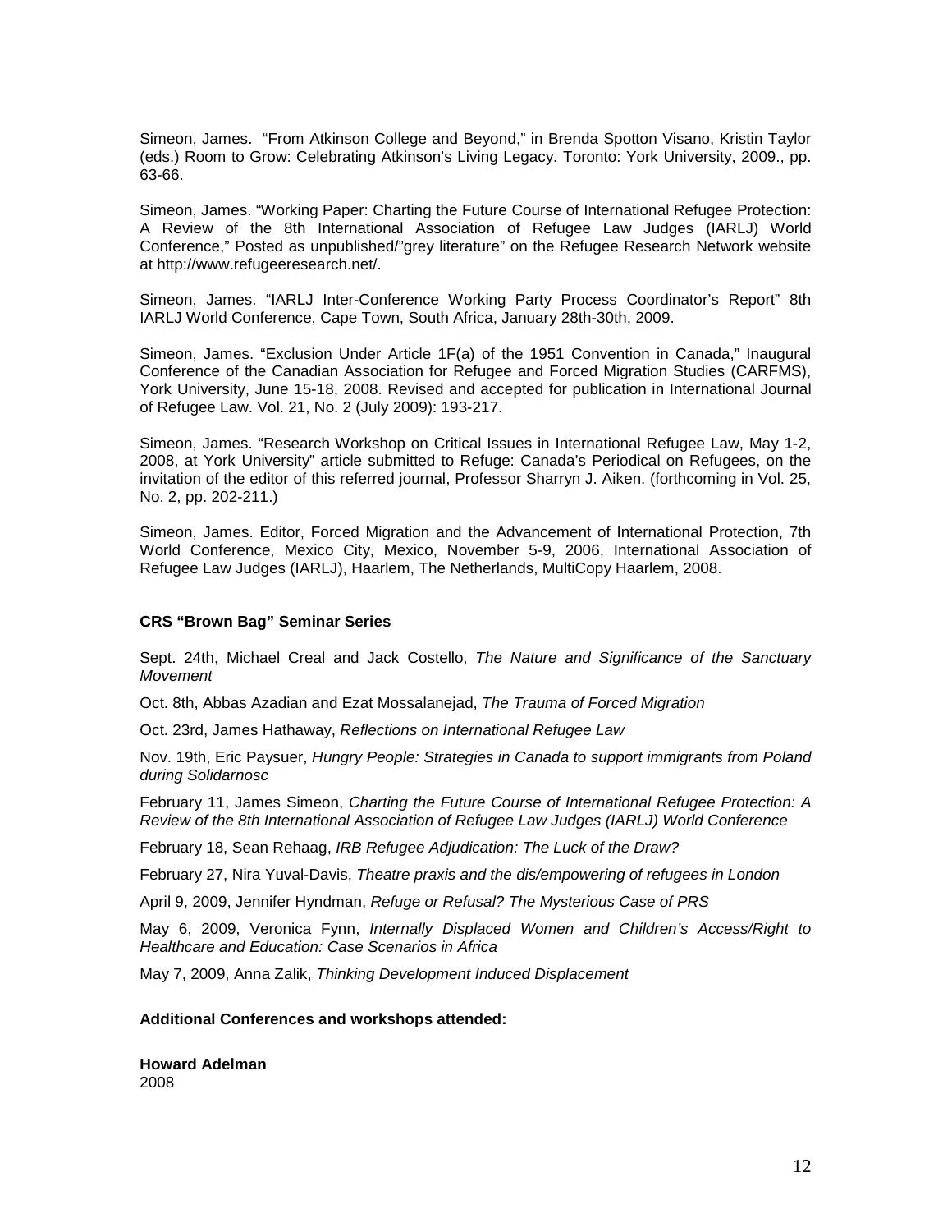Simeon, James. "From Atkinson College and Beyond," in Brenda Spotton Visano, Kristin Taylor (eds.) Room to Grow: Celebrating Atkinson's Living Legacy. Toronto: York University, 2009., pp. 63-66.

Simeon, James. "Working Paper: Charting the Future Course of International Refugee Protection: A Review of the 8th International Association of Refugee Law Judges (IARLJ) World Conference," Posted as unpublished/"grey literature" on the Refugee Research Network website at http://www.refugeeresearch.net/.

Simeon, James. "IARLJ Inter-Conference Working Party Process Coordinator's Report" 8th IARLJ World Conference, Cape Town, South Africa, January 28th-30th, 2009.

Simeon, James. "Exclusion Under Article 1F(a) of the 1951 Convention in Canada," Inaugural Conference of the Canadian Association for Refugee and Forced Migration Studies (CARFMS), York University, June 15-18, 2008. Revised and accepted for publication in International Journal of Refugee Law. Vol. 21, No. 2 (July 2009): 193-217.

Simeon, James. "Research Workshop on Critical Issues in International Refugee Law, May 1-2, 2008, at York University" article submitted to Refuge: Canada's Periodical on Refugees, on the invitation of the editor of this referred journal, Professor Sharryn J. Aiken. (forthcoming in Vol. 25, No. 2, pp. 202-211.)

Simeon, James. Editor, Forced Migration and the Advancement of International Protection, 7th World Conference, Mexico City, Mexico, November 5-9, 2006, International Association of Refugee Law Judges (IARLJ), Haarlem, The Netherlands, MultiCopy Haarlem, 2008.

**CRS "Brown Bag" Seminar Series**

Sept. 24th, Michael Creal and Jack Costello, *The Nature and Significance of the Sanctuary Movement*

Oct. 8th, Abbas Azadian and Ezat Mossalanejad, *The Trauma of Forced Migration*

Oct. 23rd, James Hathaway, *Reflections on International Refugee Law*

Nov. 19th, Eric Paysuer, *Hungry People: Strategies in Canada to support immigrants from Poland during Solidarnosc*

February 11, James Simeon, *Charting the Future Course of International Refugee Protection: A Review of the 8th International Association of Refugee Law Judges (IARLJ) World Conference*

February 18, Sean Rehaag, *IRB Refugee Adjudication: The Luck of the Draw?*

February 27, Nira Yuval-Davis, *Theatre praxis and the dis/empowering of refugees in London*

April 9, 2009, Jennifer Hyndman, *Refuge or Refusal? The Mysterious Case of PRS*

May 6, 2009, Veronica Fynn, *Internally Displaced Women and Children's Access/Right to Healthcare and Education: Case Scenarios in Africa*

May 7, 2009, Anna Zalik, *Thinking Development Induced Displacement*

**Additional Conferences and workshops attended:**

**Howard Adelman**
2008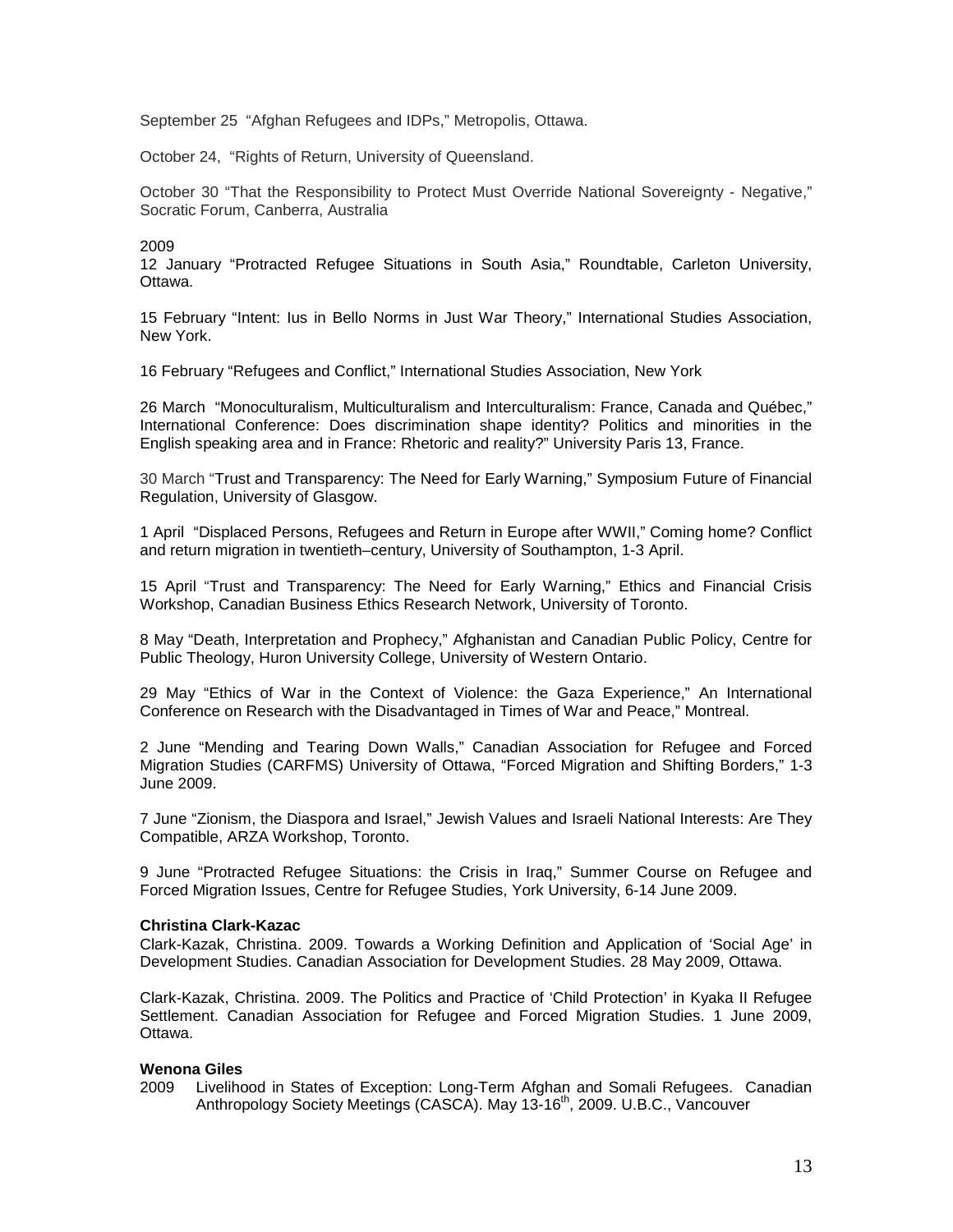September 25 "Afghan Refugees and IDPs," Metropolis, Ottawa.

October 24, "Rights of Return, University of Queensland.

October 30 "That the Responsibility to Protect Must Override National Sovereignty - Negative," Socratic Forum, Canberra, Australia

2009

12 January "Protracted Refugee Situations in South Asia," Roundtable, Carleton University, Ottawa.

15 February "Intent: Ius in Bello Norms in Just War Theory," International Studies Association, New York.

16 February "Refugees and Conflict," International Studies Association, New York

26 March "Monoculturalism, Multiculturalism and Interculturalism: France, Canada and Québec," International Conference: Does discrimination shape identity? Politics and minorities in the English speaking area and in France: Rhetoric and reality?" University Paris 13, France.

30 March "Trust and Transparency: The Need for Early Warning," Symposium Future of Financial Regulation, University of Glasgow.

1 April "Displaced Persons, Refugees and Return in Europe after WWII," Coming home? Conflict and return migration in twentieth–century, University of Southampton, 1-3 April.

15 April "Trust and Transparency: The Need for Early Warning," Ethics and Financial Crisis Workshop, Canadian Business Ethics Research Network, University of Toronto.

8 May "Death, Interpretation and Prophecy," Afghanistan and Canadian Public Policy, Centre for Public Theology, Huron University College, University of Western Ontario.

29 May "Ethics of War in the Context of Violence: the Gaza Experience," An International Conference on Research with the Disadvantaged in Times of War and Peace," Montreal.

2 June "Mending and Tearing Down Walls," Canadian Association for Refugee and Forced Migration Studies (CARFMS) University of Ottawa, "Forced Migration and Shifting Borders," 1-3 June 2009.

7 June "Zionism, the Diaspora and Israel," Jewish Values and Israeli National Interests: Are They Compatible, ARZA Workshop, Toronto.

9 June "Protracted Refugee Situations: the Crisis in Iraq," Summer Course on Refugee and Forced Migration Issues, Centre for Refugee Studies, York University, 6-14 June 2009.

**Christina Clark-Kazac**

Clark-Kazak, Christina. 2009. Towards a Working Definition and Application of 'Social Age' in Development Studies. Canadian Association for Development Studies. 28 May 2009, Ottawa.

Clark-Kazak, Christina. 2009. The Politics and Practice of 'Child Protection' in Kyaka II Refugee Settlement. Canadian Association for Refugee and Forced Migration Studies. 1 June 2009, Ottawa.

**Wenona Giles**

2009 Livelihood in States of Exception: Long-Term Afghan and Somali Refugees. Canadian Anthropology Society Meetings (CASCA). May 13-16th, 2009. U.B.C., Vancouver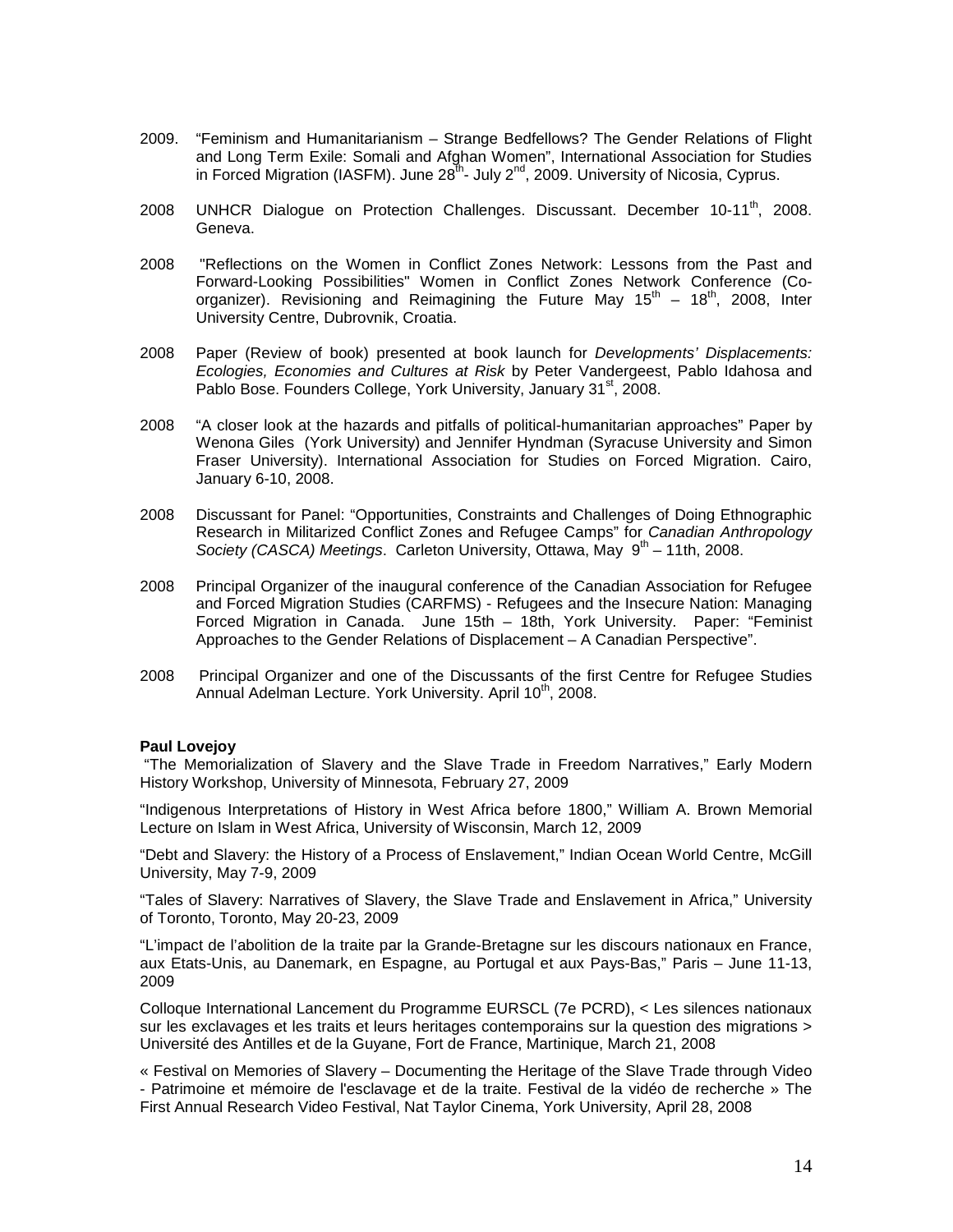2009. "Feminism and Humanitarianism – Strange Bedfellows? The Gender Relations of Flight and Long Term Exile: Somali and Afghan Women", International Association for Studies in Forced Migration (IASFM). June 28th- July 2nd, 2009. University of Nicosia, Cyprus.

2008 UNHCR Dialogue on Protection Challenges. Discussant. December 10-11th, 2008. Geneva.

2008 "Reflections on the Women in Conflict Zones Network: Lessons from the Past and Forward-Looking Possibilities" Women in Conflict Zones Network Conference (Co-organizer). Revisioning and Reimagining the Future May 15th – 18th, 2008, Inter University Centre, Dubrovnik, Croatia.

2008 Paper (Review of book) presented at book launch for *Developments' Displacements: Ecologies, Economies and Cultures at Risk* by Peter Vandergeest, Pablo Idahosa and Pablo Bose. Founders College, York University, January 31st, 2008.

2008 "A closer look at the hazards and pitfalls of political-humanitarian approaches" Paper by Wenona Giles (York University) and Jennifer Hyndman (Syracuse University and Simon Fraser University). International Association for Studies on Forced Migration. Cairo, January 6-10, 2008.

2008 Discussant for Panel: "Opportunities, Constraints and Challenges of Doing Ethnographic Research in Militarized Conflict Zones and Refugee Camps" for *Canadian Anthropology Society (CASCA) Meetings*. Carleton University, Ottawa, May 9th – 11th, 2008.

2008 Principal Organizer of the inaugural conference of the Canadian Association for Refugee and Forced Migration Studies (CARFMS) - Refugees and the Insecure Nation: Managing Forced Migration in Canada. June 15th – 18th, York University. Paper: "Feminist Approaches to the Gender Relations of Displacement – A Canadian Perspective".

2008 Principal Organizer and one of the Discussants of the first Centre for Refugee Studies Annual Adelman Lecture. York University. April 10th, 2008.

**Paul Lovejoy**

"The Memorialization of Slavery and the Slave Trade in Freedom Narratives," Early Modern History Workshop, University of Minnesota, February 27, 2009

"Indigenous Interpretations of History in West Africa before 1800," William A. Brown Memorial Lecture on Islam in West Africa, University of Wisconsin, March 12, 2009

"Debt and Slavery: the History of a Process of Enslavement," Indian Ocean World Centre, McGill University, May 7-9, 2009

"Tales of Slavery: Narratives of Slavery, the Slave Trade and Enslavement in Africa," University of Toronto, Toronto, May 20-23, 2009

"L'impact de l'abolition de la traite par la Grande-Bretagne sur les discours nationaux en France, aux Etats-Unis, au Danemark, en Espagne, au Portugal et aux Pays-Bas," Paris – June 11-13, 2009

Colloque International Lancement du Programme EURSCL (7e PCRD), < Les silences nationaux sur les exclavages et les traits et leurs heritages contemporains sur la question des migrations > Université des Antilles et de la Guyane, Fort de France, Martinique, March 21, 2008

« Festival on Memories of Slavery – Documenting the Heritage of the Slave Trade through Video - Patrimoine et mémoire de l'esclavage et de la traite. Festival de la vidéo de recherche » The First Annual Research Video Festival, Nat Taylor Cinema, York University, April 28, 2008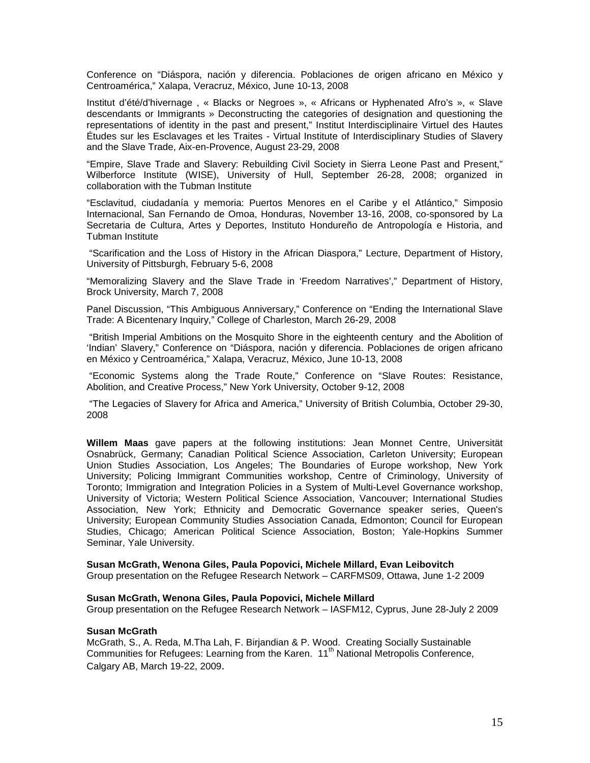Conference on "Diáspora, nación y diferencia. Poblaciones de origen africano en México y Centroamérica," Xalapa, Veracruz, México, June 10-13, 2008

Institut d'été/d'hivernage , « Blacks or Negroes », « Africans or Hyphenated Afro's », « Slave descendants or Immigrants » Deconstructing the categories of designation and questioning the representations of identity in the past and present," Institut Interdisciplinaire Virtuel des Hautes Études sur les Esclavages et les Traites - Virtual Institute of Interdisciplinary Studies of Slavery and the Slave Trade, Aix-en-Provence, August 23-29, 2008

"Empire, Slave Trade and Slavery: Rebuilding Civil Society in Sierra Leone Past and Present," Wilberforce Institute (WISE), University of Hull, September 26-28, 2008; organized in collaboration with the Tubman Institute

"Esclavitud, ciudadanía y memoria: Puertos Menores en el Caribe y el Atlántico," Simposio Internacional, San Fernando de Omoa, Honduras, November 13-16, 2008, co-sponsored by La Secretaria de Cultura, Artes y Deportes, Instituto Hondureño de Antropología e Historia, and Tubman Institute

"Scarification and the Loss of History in the African Diaspora," Lecture, Department of History, University of Pittsburgh, February 5-6, 2008

"Memoralizing Slavery and the Slave Trade in 'Freedom Narratives'," Department of History, Brock University, March 7, 2008

Panel Discussion, "This Ambiguous Anniversary," Conference on "Ending the International Slave Trade: A Bicentenary Inquiry," College of Charleston, March 26-29, 2008

"British Imperial Ambitions on the Mosquito Shore in the eighteenth century and the Abolition of 'Indian' Slavery," Conference on "Diáspora, nación y diferencia. Poblaciones de origen africano en México y Centroamérica," Xalapa, Veracruz, México, June 10-13, 2008

"Economic Systems along the Trade Route," Conference on "Slave Routes: Resistance, Abolition, and Creative Process," New York University, October 9-12, 2008

"The Legacies of Slavery for Africa and America," University of British Columbia, October 29-30, 2008

**Willem Maas** gave papers at the following institutions: Jean Monnet Centre, Universität Osnabrück, Germany; Canadian Political Science Association, Carleton University; European Union Studies Association, Los Angeles; The Boundaries of Europe workshop, New York University; Policing Immigrant Communities workshop, Centre of Criminology, University of Toronto; Immigration and Integration Policies in a System of Multi-Level Governance workshop, University of Victoria; Western Political Science Association, Vancouver; International Studies Association, New York; Ethnicity and Democratic Governance speaker series, Queen's University; European Community Studies Association Canada, Edmonton; Council for European Studies, Chicago; American Political Science Association, Boston; Yale-Hopkins Summer Seminar, Yale University.

**Susan McGrath, Wenona Giles, Paula Popovici, Michele Millard, Evan Leibovitch**
Group presentation on the Refugee Research Network – CARFMS09, Ottawa, June 1-2 2009

**Susan McGrath, Wenona Giles, Paula Popovici, Michele Millard**
Group presentation on the Refugee Research Network – IASFM12, Cyprus, June 28-July 2 2009

**Susan McGrath**
McGrath, S., A. Reda, M.Tha Lah, F. Birjandian & P. Wood. Creating Socially Sustainable Communities for Refugees: Learning from the Karen. 11th National Metropolis Conference, Calgary AB, March 19-22, 2009.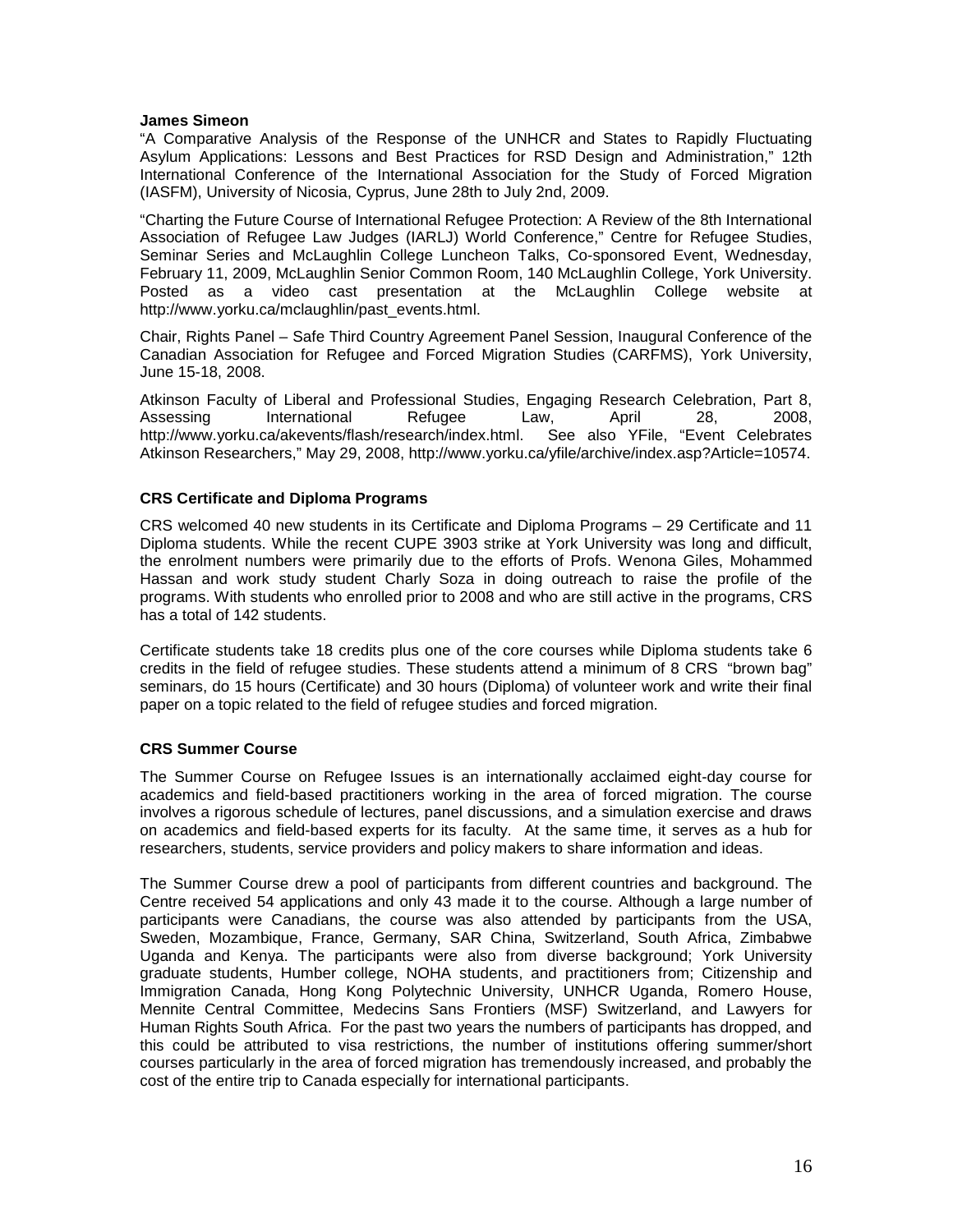**James Simeon**

"A Comparative Analysis of the Response of the UNHCR and States to Rapidly Fluctuating Asylum Applications: Lessons and Best Practices for RSD Design and Administration," 12th International Conference of the International Association for the Study of Forced Migration (IASFM), University of Nicosia, Cyprus, June 28th to July 2nd, 2009.

"Charting the Future Course of International Refugee Protection: A Review of the 8th International Association of Refugee Law Judges (IARLJ) World Conference," Centre for Refugee Studies, Seminar Series and McLaughlin College Luncheon Talks, Co-sponsored Event, Wednesday, February 11, 2009, McLaughlin Senior Common Room, 140 McLaughlin College, York University. Posted as a video cast presentation at the McLaughlin College website at http://www.yorku.ca/mclaughlin/past_events.html.

Chair, Rights Panel – Safe Third Country Agreement Panel Session, Inaugural Conference of the Canadian Association for Refugee and Forced Migration Studies (CARFMS), York University, June 15-18, 2008.

Atkinson Faculty of Liberal and Professional Studies, Engaging Research Celebration, Part 8, Assessing International Refugee Law, April 28, 2008, http://www.yorku.ca/akevents/flash/research/index.html. See also YFile, "Event Celebrates Atkinson Researchers," May 29, 2008, http://www.yorku.ca/yfile/archive/index.asp?Article=10574.

**CRS Certificate and Diploma Programs**

CRS welcomed 40 new students in its Certificate and Diploma Programs – 29 Certificate and 11 Diploma students. While the recent CUPE 3903 strike at York University was long and difficult, the enrolment numbers were primarily due to the efforts of Profs. Wenona Giles, Mohammed Hassan and work study student Charly Soza in doing outreach to raise the profile of the programs. With students who enrolled prior to 2008 and who are still active in the programs, CRS has a total of 142 students.

Certificate students take 18 credits plus one of the core courses while Diploma students take 6 credits in the field of refugee studies. These students attend a minimum of 8 CRS "brown bag" seminars, do 15 hours (Certificate) and 30 hours (Diploma) of volunteer work and write their final paper on a topic related to the field of refugee studies and forced migration.

**CRS Summer Course**

The Summer Course on Refugee Issues is an internationally acclaimed eight-day course for academics and field-based practitioners working in the area of forced migration. The course involves a rigorous schedule of lectures, panel discussions, and a simulation exercise and draws on academics and field-based experts for its faculty. At the same time, it serves as a hub for researchers, students, service providers and policy makers to share information and ideas.

The Summer Course drew a pool of participants from different countries and background. The Centre received 54 applications and only 43 made it to the course. Although a large number of participants were Canadians, the course was also attended by participants from the USA, Sweden, Mozambique, France, Germany, SAR China, Switzerland, South Africa, Zimbabwe Uganda and Kenya. The participants were also from diverse background; York University graduate students, Humber college, NOHA students, and practitioners from; Citizenship and Immigration Canada, Hong Kong Polytechnic University, UNHCR Uganda, Romero House, Mennite Central Committee, Medecins Sans Frontiers (MSF) Switzerland, and Lawyers for Human Rights South Africa. For the past two years the numbers of participants has dropped, and this could be attributed to visa restrictions, the number of institutions offering summer/short courses particularly in the area of forced migration has tremendously increased, and probably the cost of the entire trip to Canada especially for international participants.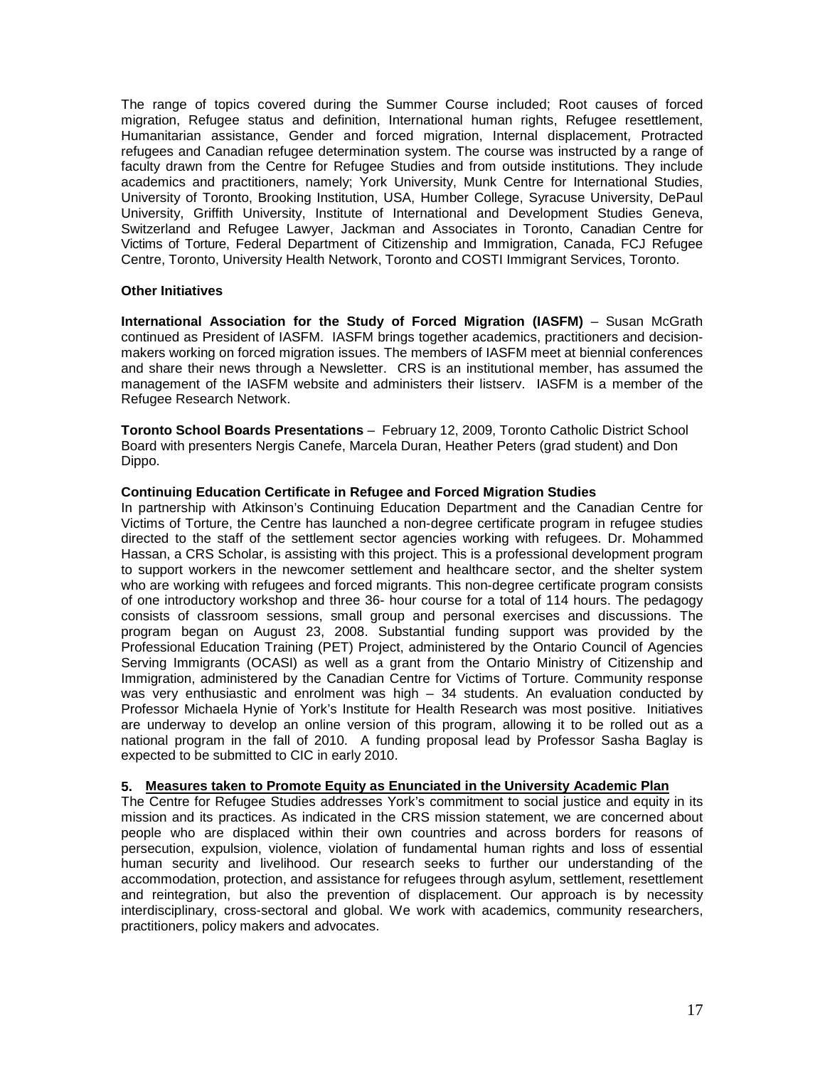The range of topics covered during the Summer Course included; Root causes of forced migration, Refugee status and definition, International human rights, Refugee resettlement, Humanitarian assistance, Gender and forced migration, Internal displacement, Protracted refugees and Canadian refugee determination system. The course was instructed by a range of faculty drawn from the Centre for Refugee Studies and from outside institutions. They include academics and practitioners, namely; York University, Munk Centre for International Studies, University of Toronto, Brooking Institution, USA, Humber College, Syracuse University, DePaul University, Griffith University, Institute of International and Development Studies Geneva, Switzerland and Refugee Lawyer, Jackman and Associates in Toronto, Canadian Centre for Victims of Torture, Federal Department of Citizenship and Immigration, Canada, FCJ Refugee Centre, Toronto, University Health Network, Toronto and COSTI Immigrant Services, Toronto.

**Other Initiatives**

**International Association for the Study of Forced Migration (IASFM)** – Susan McGrath continued as President of IASFM. IASFM brings together academics, practitioners and decision-makers working on forced migration issues. The members of IASFM meet at biennial conferences and share their news through a Newsletter. CRS is an institutional member, has assumed the management of the IASFM website and administers their listserv. IASFM is a member of the Refugee Research Network.

**Toronto School Boards Presentations** – February 12, 2009, Toronto Catholic District School Board with presenters Nergis Canefe, Marcela Duran, Heather Peters (grad student) and Don Dippo.

**Continuing Education Certificate in Refugee and Forced Migration Studies**

In partnership with Atkinson's Continuing Education Department and the Canadian Centre for Victims of Torture, the Centre has launched a non-degree certificate program in refugee studies directed to the staff of the settlement sector agencies working with refugees. Dr. Mohammed Hassan, a CRS Scholar, is assisting with this project. This is a professional development program to support workers in the newcomer settlement and healthcare sector, and the shelter system who are working with refugees and forced migrants. This non-degree certificate program consists of one introductory workshop and three 36- hour course for a total of 114 hours. The pedagogy consists of classroom sessions, small group and personal exercises and discussions. The program began on August 23, 2008. Substantial funding support was provided by the Professional Education Training (PET) Project, administered by the Ontario Council of Agencies Serving Immigrants (OCASI) as well as a grant from the Ontario Ministry of Citizenship and Immigration, administered by the Canadian Centre for Victims of Torture. Community response was very enthusiastic and enrolment was high – 34 students. An evaluation conducted by Professor Michaela Hynie of York's Institute for Health Research was most positive. Initiatives are underway to develop an online version of this program, allowing it to be rolled out as a national program in the fall of 2010. A funding proposal lead by Professor Sasha Baglay is expected to be submitted to CIC in early 2010.

## 5. Measures taken to Promote Equity as Enunciated in the University Academic Plan

The Centre for Refugee Studies addresses York's commitment to social justice and equity in its mission and its practices. As indicated in the CRS mission statement, we are concerned about people who are displaced within their own countries and across borders for reasons of persecution, expulsion, violence, violation of fundamental human rights and loss of essential human security and livelihood. Our research seeks to further our understanding of the accommodation, protection, and assistance for refugees through asylum, settlement, resettlement and reintegration, but also the prevention of displacement. Our approach is by necessity interdisciplinary, cross-sectoral and global. We work with academics, community researchers, practitioners, policy makers and advocates.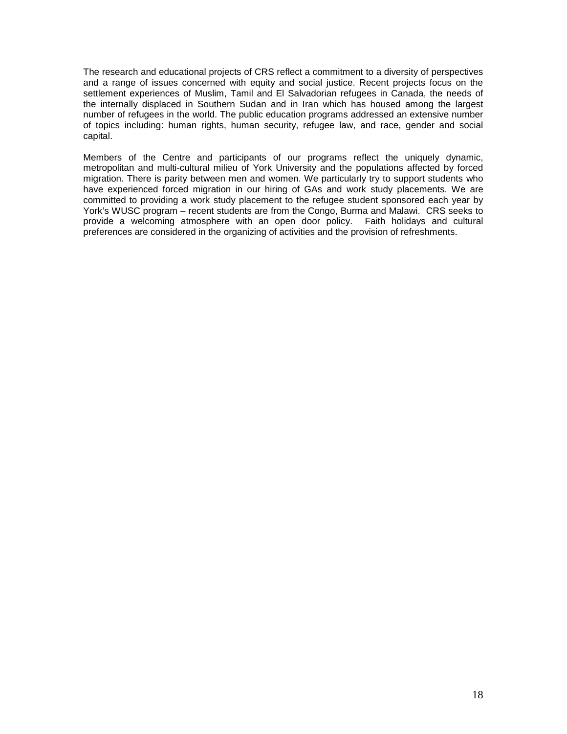The research and educational projects of CRS reflect a commitment to a diversity of perspectives and a range of issues concerned with equity and social justice. Recent projects focus on the settlement experiences of Muslim, Tamil and El Salvadorian refugees in Canada, the needs of the internally displaced in Southern Sudan and in Iran which has housed among the largest number of refugees in the world. The public education programs addressed an extensive number of topics including: human rights, human security, refugee law, and race, gender and social capital.

Members of the Centre and participants of our programs reflect the uniquely dynamic, metropolitan and multi-cultural milieu of York University and the populations affected by forced migration. There is parity between men and women. We particularly try to support students who have experienced forced migration in our hiring of GAs and work study placements. We are committed to providing a work study placement to the refugee student sponsored each year by York's WUSC program – recent students are from the Congo, Burma and Malawi. CRS seeks to provide a welcoming atmosphere with an open door policy. Faith holidays and cultural preferences are considered in the organizing of activities and the provision of refreshments.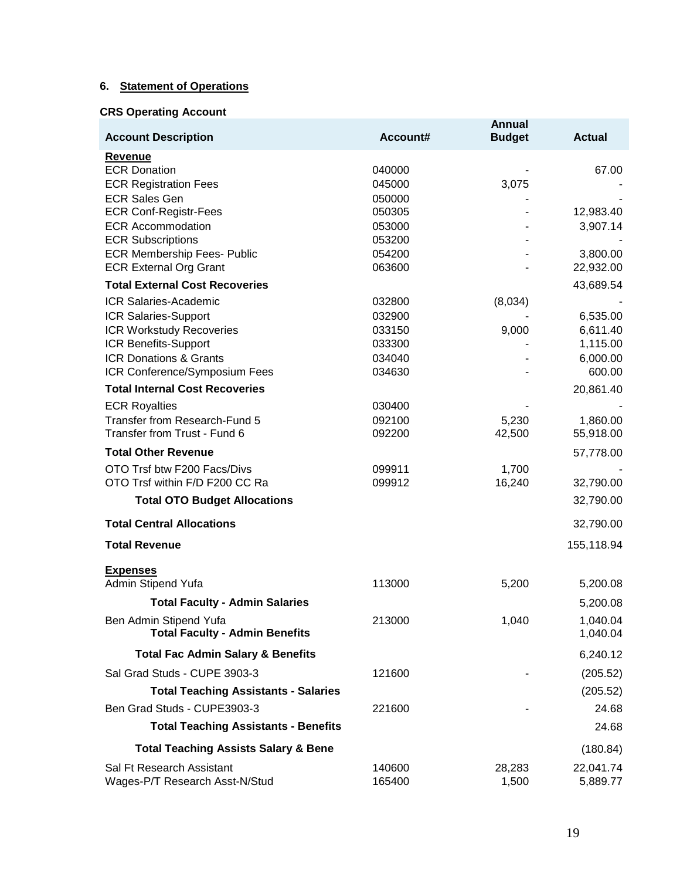## 6. Statement of Operations

**CRS Operating Account**

| Account Description | Account# | Annual Budget | Actual |
|---|---|---|---|
| **Revenue** | | | |
| ECR Donation | 040000 | - | 67.00 |
| ECR Registration Fees | 045000 | 3,075 | - |
| ECR Sales Gen | 050000 | - | - |
| ECR Conf-Registr-Fees | 050305 | - | 12,983.40 |
| ECR Accommodation | 053000 | - | 3,907.14 |
| ECR Subscriptions | 053200 | - | - |
| ECR Membership Fees- Public | 054200 | - | 3,800.00 |
| ECR External Org Grant | 063600 | - | 22,932.00 |
| **Total External Cost Recoveries** | | | 43,689.54 |
| ICR Salaries-Academic | 032800 | (8,034) | - |
| ICR Salaries-Support | 032900 | - | 6,535.00 |
| ICR Workstudy Recoveries | 033150 | 9,000 | 6,611.40 |
| ICR Benefits-Support | 033300 | - | 1,115.00 |
| ICR Donations & Grants | 034040 | - | 6,000.00 |
| ICR Conference/Symposium Fees | 034630 | - | 600.00 |
| **Total Internal Cost Recoveries** | | | 20,861.40 |
| ECR Royalties | 030400 | - | - |
| Transfer from Research-Fund 5 | 092100 | 5,230 | 1,860.00 |
| Transfer from Trust - Fund 6 | 092200 | 42,500 | 55,918.00 |
| **Total Other Revenue** | | | 57,778.00 |
| OTO Trsf btw F200 Facs/Divs | 099911 | 1,700 | - |
| OTO Trsf within F/D F200 CC Ra | 099912 | 16,240 | 32,790.00 |
| **Total OTO Budget Allocations** | | | 32,790.00 |
| **Total Central Allocations** | | | 32,790.00 |
| **Total Revenue** | | | 155,118.94 |
| **Expenses** | | | |
| Admin Stipend Yufa | 113000 | 5,200 | 5,200.08 |
| **Total Faculty - Admin Salaries** | | | 5,200.08 |
| Ben Admin Stipend Yufa | 213000 | 1,040 | 1,040.04 |
| **Total Faculty - Admin Benefits** | | | 1,040.04 |
| **Total Fac Admin Salary & Benefits** | | | 6,240.12 |
| Sal Grad Studs - CUPE 3903-3 | 121600 | - | (205.52) |
| **Total Teaching Assistants - Salaries** | | | (205.52) |
| Ben Grad Studs - CUPE3903-3 | 221600 | - | 24.68 |
| **Total Teaching Assistants - Benefits** | | | 24.68 |
| **Total Teaching Assists Salary & Bene** | | | (180.84) |
| Sal Ft Research Assistant | 140600 | 28,283 | 22,041.74 |
| Wages-P/T Research Asst-N/Stud | 165400 | 1,500 | 5,889.77 |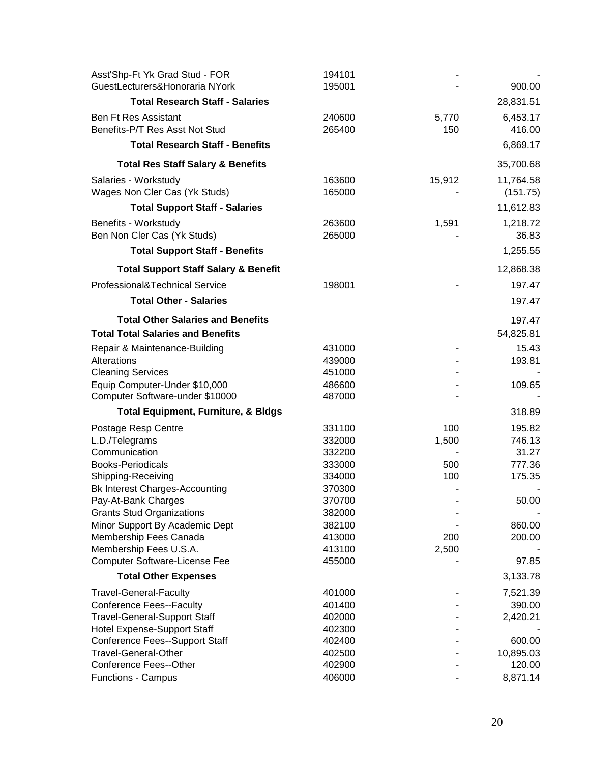| | | | |
|---|---|---|---|
| Asst'Shp-Ft Yk Grad Stud - FOR | 194101 | - | - |
| GuestLecturers&Honoraria NYork | 195001 | - | 900.00 |
| **Total Research Staff - Salaries** | | | 28,831.51 |
| Ben Ft Res Assistant | 240600 | 5,770 | 6,453.17 |
| Benefits-P/T Res Asst Not Stud | 265400 | 150 | 416.00 |
| **Total Research Staff - Benefits** | | | 6,869.17 |
| **Total Res Staff Salary & Benefits** | | | 35,700.68 |
| Salaries - Workstudy | 163600 | 15,912 | 11,764.58 |
| Wages Non Cler Cas (Yk Studs) | 165000 | - | (151.75) |
| **Total Support Staff - Salaries** | | | 11,612.83 |
| Benefits - Workstudy | 263600 | 1,591 | 1,218.72 |
| Ben Non Cler Cas (Yk Studs) | 265000 | - | 36.83 |
| **Total Support Staff - Benefits** | | | 1,255.55 |
| **Total Support Staff Salary & Benefit** | | | 12,868.38 |
| Professional&Technical Service | 198001 | - | 197.47 |
| **Total Other - Salaries** | | | 197.47 |
| **Total Other Salaries and Benefits** | | | 197.47 |
| **Total Total Salaries and Benefits** | | | 54,825.81 |
| Repair & Maintenance-Building | 431000 | - | 15.43 |
| Alterations | 439000 | - | 193.81 |
| Cleaning Services | 451000 | - | - |
| Equip Computer-Under $10,000 | 486600 | - | 109.65 |
| Computer Software-under $10000 | 487000 | - | - |
| **Total Equipment, Furniture, & Bldgs** | | | 318.89 |
| Postage Resp Centre | 331100 | 100 | 195.82 |
| L.D./Telegrams | 332000 | 1,500 | 746.13 |
| Communication | 332200 | - | 31.27 |
| Books-Periodicals | 333000 | 500 | 777.36 |
| Shipping-Receiving | 334000 | 100 | 175.35 |
| Bk Interest Charges-Accounting | 370300 | - | - |
| Pay-At-Bank Charges | 370700 | - | 50.00 |
| Grants Stud Organizations | 382000 | - | - |
| Minor Support By Academic Dept | 382100 | - | 860.00 |
| Membership Fees Canada | 413000 | 200 | 200.00 |
| Membership Fees U.S.A. | 413100 | 2,500 | - |
| Computer Software-License Fee | 455000 | - | 97.85 |
| **Total Other Expenses** | | | 3,133.78 |
| Travel-General-Faculty | 401000 | - | 7,521.39 |
| Conference Fees--Faculty | 401400 | - | 390.00 |
| Travel-General-Support Staff | 402000 | - | 2,420.21 |
| Hotel Expense-Support Staff | 402300 | - | - |
| Conference Fees--Support Staff | 402400 | - | 600.00 |
| Travel-General-Other | 402500 | - | 10,895.03 |
| Conference Fees--Other | 402900 | - | 120.00 |
| Functions - Campus | 406000 | - | 8,871.14 |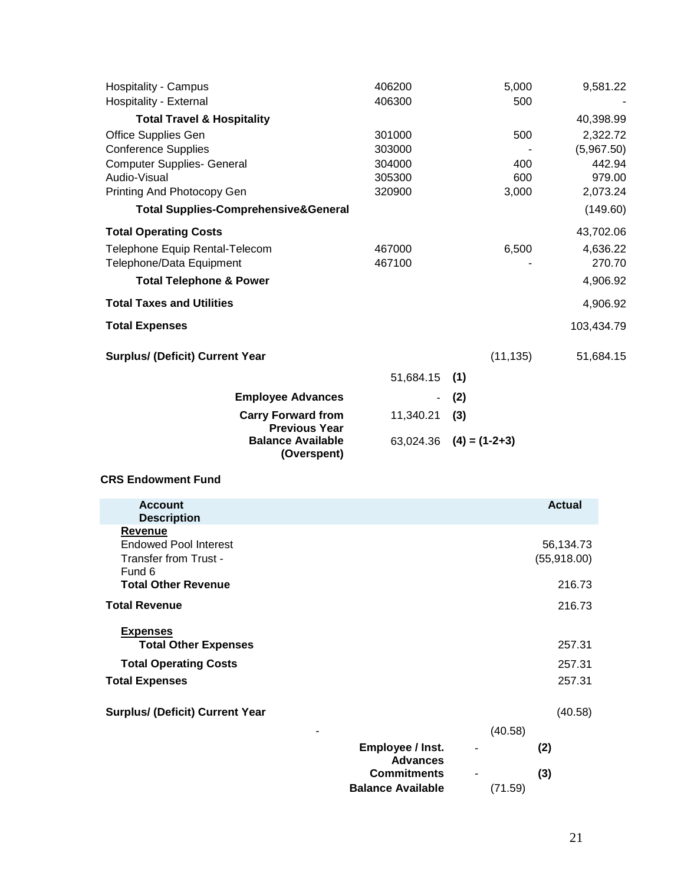| | | | |
|---|---|---|---|
| Hospitality - Campus | 406200 | 5,000 | 9,581.22 |
| Hospitality - External | 406300 | 500 | - |
| **Total Travel & Hospitality** | | | 40,398.99 |
| Office Supplies Gen | 301000 | 500 | 2,322.72 |
| Conference Supplies | 303000 | - | (5,967.50) |
| Computer Supplies- General | 304000 | 400 | 442.94 |
| Audio-Visual | 305300 | 600 | 979.00 |
| Printing And Photocopy Gen | 320900 | 3,000 | 2,073.24 |
| **Total Supplies-Comprehensive&General** | | | (149.60) |
| **Total Operating Costs** | | | 43,702.06 |
| Telephone Equip Rental-Telecom | 467000 | 6,500 | 4,636.22 |
| Telephone/Data Equipment | 467100 | - | 270.70 |
| **Total Telephone & Power** | | | 4,906.92 |
| **Total Taxes and Utilities** | | | 4,906.92 |
| **Total Expenses** | | | 103,434.79 |
| **Surplus/ (Deficit) Current Year** | | (11,135) | 51,684.15 |

| | | |
|---|---|---|
| | 51,684.15 | **(1)** |
| **Employee Advances** | - | **(2)** |
| **Carry Forward from Previous Year** | 11,340.21 | **(3)** |
| **Balance Available (Overspent)** | 63,024.36 | **(4) = (1-2+3)** |

**CRS Endowment Fund**

| **Account Description** | **Actual** |
|---|---|
| **<u>Revenue</u>** | |
| Endowed Pool Interest | 56,134.73 |
| Transfer from Trust - Fund 6 | (55,918.00) |
| **Total Other Revenue** | 216.73 |
| **Total Revenue** | 216.73 |
| **<u>Expenses</u>** | |
| **Total Other Expenses** | 257.31 |
| **Total Operating Costs** | 257.31 |
| **Total Expenses** | 257.31 |
| **Surplus/ (Deficit) Current Year** | (40.58) |

| | | | |
|---|---|---|---|
| - | | (40.58) | |
| **Employee / Inst. Advances** | - | | **(2)** |
| **Commitments** | - | | **(3)** |
| **Balance Available** | | (71.59) | |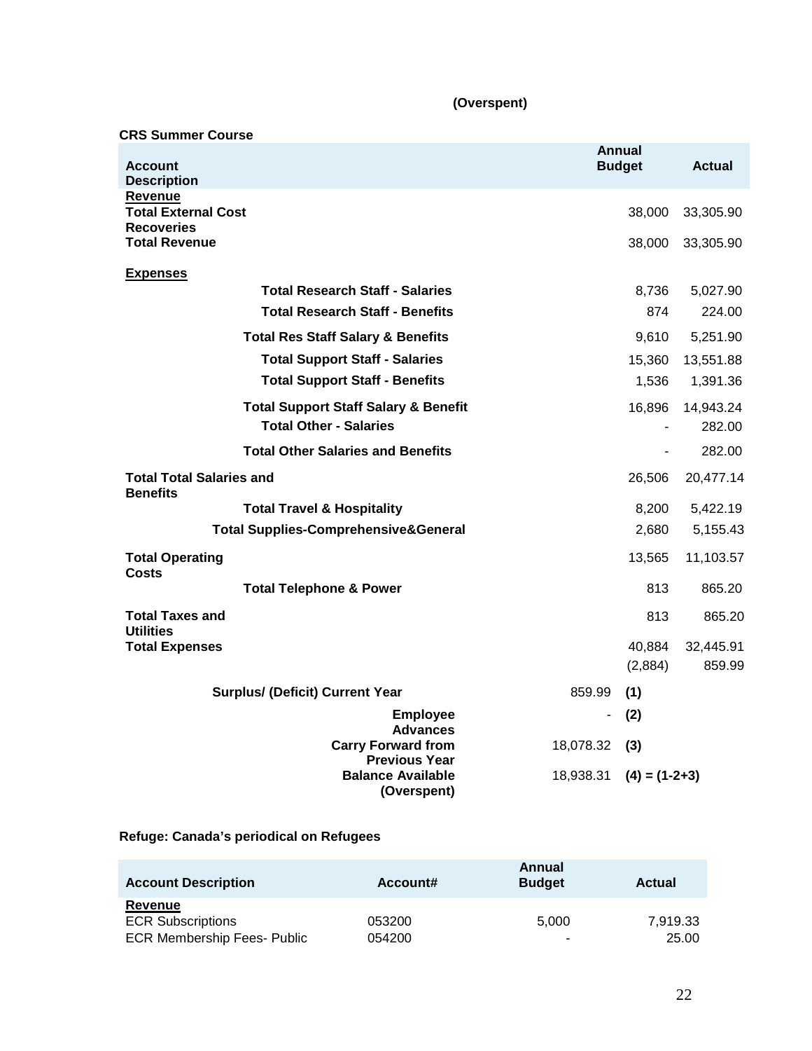(Overspent)

**CRS Summer Course**

| Account Description | Annual Budget | Actual |
|---|---|---|
| **Revenue** | | |
| **Total External Cost Recoveries** | 38,000 | 33,305.90 |
| **Total Revenue** | 38,000 | 33,305.90 |
| **Expenses** | | |
| **Total Research Staff - Salaries** | 8,736 | 5,027.90 |
| **Total Research Staff - Benefits** | 874 | 224.00 |
| **Total Res Staff Salary & Benefits** | 9,610 | 5,251.90 |
| **Total Support Staff - Salaries** | 15,360 | 13,551.88 |
| **Total Support Staff - Benefits** | 1,536 | 1,391.36 |
| **Total Support Staff Salary & Benefit** | 16,896 | 14,943.24 |
| **Total Other - Salaries** | - | 282.00 |
| **Total Other Salaries and Benefits** | - | 282.00 |
| **Total Total Salaries and Benefits** | 26,506 | 20,477.14 |
| **Total Travel & Hospitality** | 8,200 | 5,422.19 |
| **Total Supplies-Comprehensive&General** | 2,680 | 5,155.43 |
| **Total Operating Costs** | 13,565 | 11,103.57 |
| **Total Telephone & Power** | 813 | 865.20 |
| **Total Taxes and Utilities** | 813 | 865.20 |
| **Total Expenses** | 40,884 | 32,445.91 |
| | (2,884) | 859.99 |

| | | |
|---|---|---|
| **Surplus/ (Deficit) Current Year** | 859.99 | **(1)** |
| **Employee Advances** | - | **(2)** |
| **Carry Forward from Previous Year** | 18,078.32 | **(3)** |
| **Balance Available (Overspent)** | 18,938.31 | **(4) = (1-2+3)** |

**Refuge: Canada's periodical on Refugees**

| Account Description | Account# | Annual Budget | Actual |
|---|---|---|---|
| **Revenue** | | | |
| ECR Subscriptions | 053200 | 5,000 | 7,919.33 |
| ECR Membership Fees- Public | 054200 | - | 25.00 |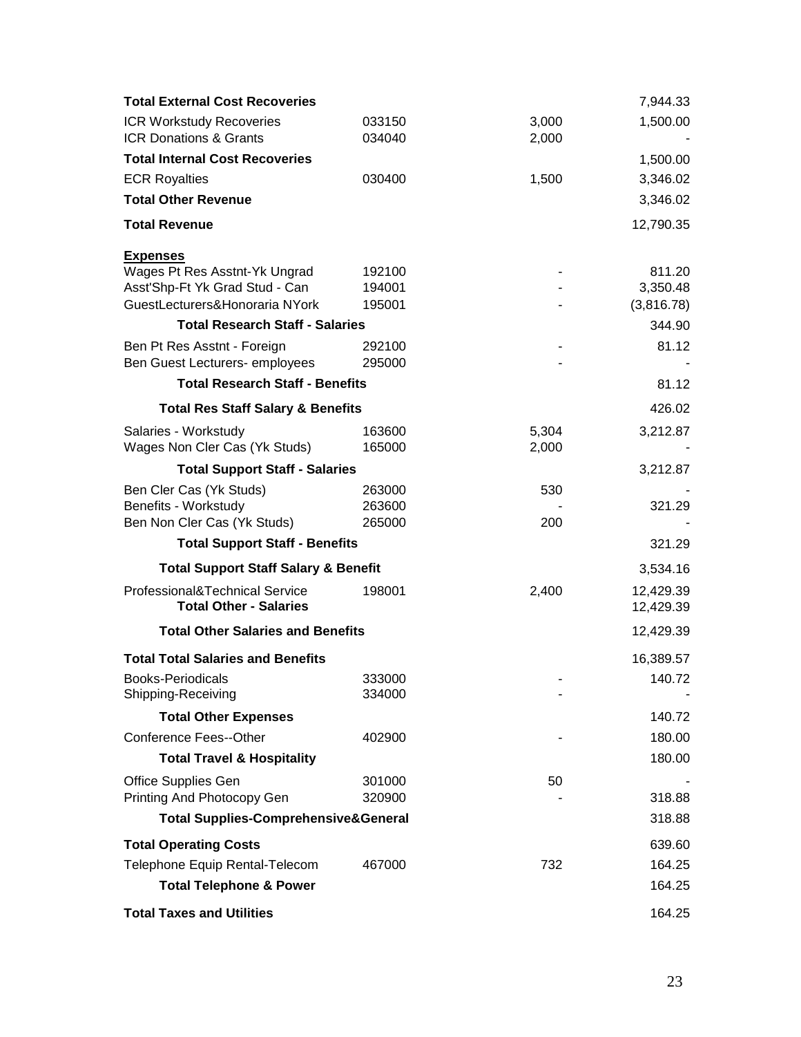| | | | |
|---|---|---|---|
| **Total External Cost Recoveries** | | | 7,944.33 |
| ICR Workstudy Recoveries | 033150 | 3,000 | 1,500.00 |
| ICR Donations & Grants | 034040 | 2,000 | - |
| **Total Internal Cost Recoveries** | | | 1,500.00 |
| ECR Royalties | 030400 | 1,500 | 3,346.02 |
| **Total Other Revenue** | | | 3,346.02 |
| **Total Revenue** | | | 12,790.35 |
| **<u>Expenses</u>** | | | |
| Wages Pt Res Asstnt-Yk Ungrad | 192100 | - | 811.20 |
| Asst'Shp-Ft Yk Grad Stud - Can | 194001 | - | 3,350.48 |
| GuestLecturers&Honoraria NYork | 195001 | - | (3,816.78) |
| **Total Research Staff - Salaries** | | | 344.90 |
| Ben Pt Res Asstnt - Foreign | 292100 | - | 81.12 |
| Ben Guest Lecturers- employees | 295000 | - | - |
| **Total Research Staff - Benefits** | | | 81.12 |
| **Total Res Staff Salary & Benefits** | | | 426.02 |
| Salaries - Workstudy | 163600 | 5,304 | 3,212.87 |
| Wages Non Cler Cas (Yk Studs) | 165000 | 2,000 | - |
| **Total Support Staff - Salaries** | | | 3,212.87 |
| Ben Cler Cas (Yk Studs) | 263000 | 530 | - |
| Benefits - Workstudy | 263600 | - | 321.29 |
| Ben Non Cler Cas (Yk Studs) | 265000 | 200 | - |
| **Total Support Staff - Benefits** | | | 321.29 |
| **Total Support Staff Salary & Benefit** | | | 3,534.16 |
| Professional&Technical Service | 198001 | 2,400 | 12,429.39 |
| **Total Other - Salaries** | | | 12,429.39 |
| **Total Other Salaries and Benefits** | | | 12,429.39 |
| **Total Total Salaries and Benefits** | | | 16,389.57 |
| Books-Periodicals | 333000 | - | 140.72 |
| Shipping-Receiving | 334000 | - | - |
| **Total Other Expenses** | | | 140.72 |
| Conference Fees--Other | 402900 | - | 180.00 |
| **Total Travel & Hospitality** | | | 180.00 |
| Office Supplies Gen | 301000 | 50 | - |
| Printing And Photocopy Gen | 320900 | - | 318.88 |
| **Total Supplies-Comprehensive&General** | | | 318.88 |
| **Total Operating Costs** | | | 639.60 |
| Telephone Equip Rental-Telecom | 467000 | 732 | 164.25 |
| **Total Telephone & Power** | | | 164.25 |
| **Total Taxes and Utilities** | | | 164.25 |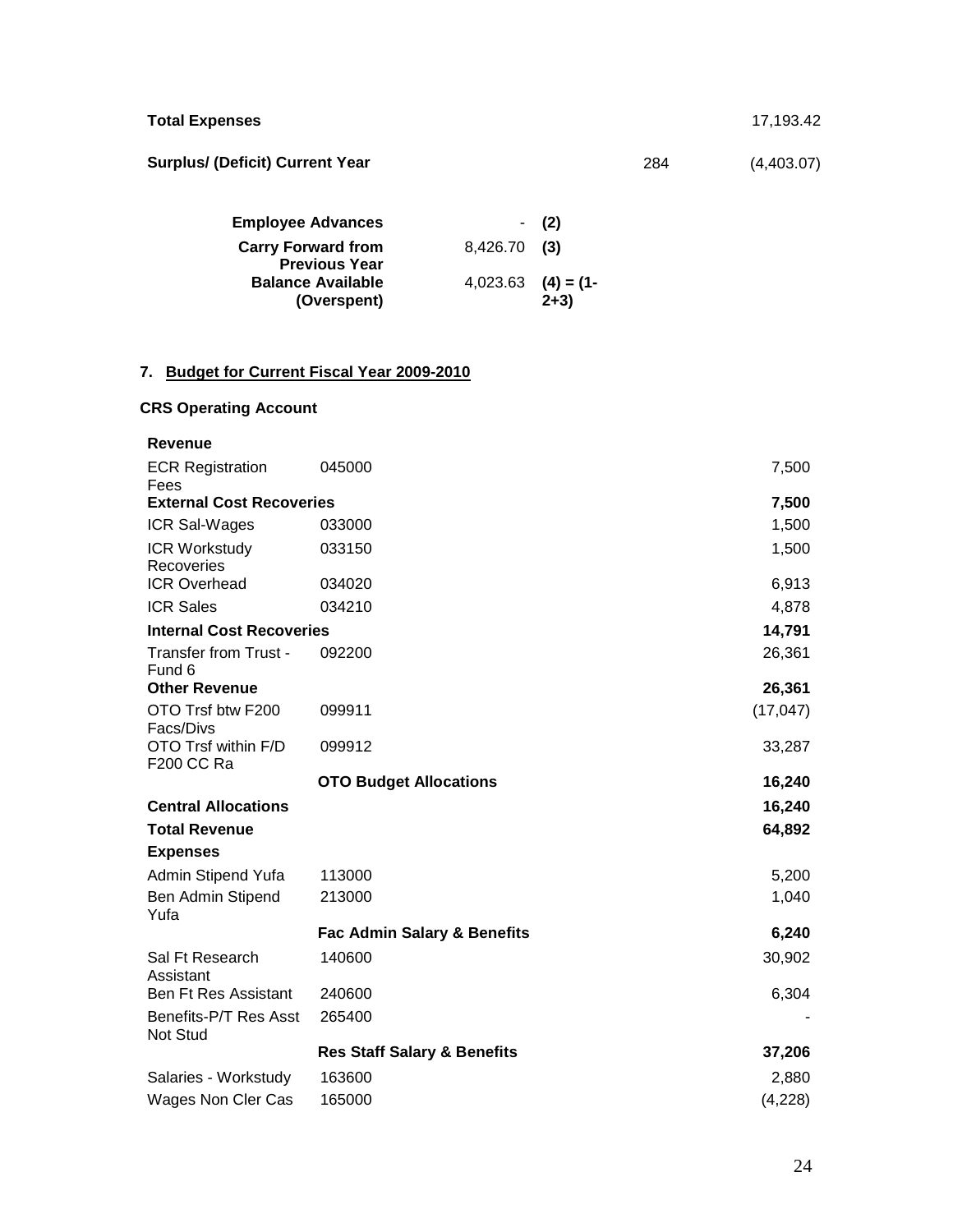| | | | |
|---|---|---|---|
| **Total Expenses** | | | 17,193.42 |
| **Surplus/ (Deficit) Current Year** | | 284 | (4,403.07) |

| | | |
|---|---|---|
| **Employee Advances** | - | **(2)** |
| **Carry Forward from Previous Year** | 8,426.70 | **(3)** |
| **Balance Available (Overspent)** | 4,023.63 | **(4) = (1-2+3)** |

## 7. Budget for Current Fiscal Year 2009-2010

### CRS Operating Account

| | | |
|---|---|---|
| **Revenue** | | |
| ECR Registration Fees | 045000 | 7,500 |
| **External Cost Recoveries** | | **7,500** |
| ICR Sal-Wages | 033000 | 1,500 |
| ICR Workstudy Recoveries | 033150 | 1,500 |
| ICR Overhead | 034020 | 6,913 |
| ICR Sales | 034210 | 4,878 |
| **Internal Cost Recoveries** | | **14,791** |
| Transfer from Trust - Fund 6 | 092200 | 26,361 |
| **Other Revenue** | | **26,361** |
| OTO Trsf btw F200 Facs/Divs | 099911 | (17,047) |
| OTO Trsf within F/D F200 CC Ra | 099912 | 33,287 |
| | **OTO Budget Allocations** | **16,240** |
| **Central Allocations** | | **16,240** |
| **Total Revenue** | | **64,892** |
| **Expenses** | | |
| Admin Stipend Yufa | 113000 | 5,200 |
| Ben Admin Stipend Yufa | 213000 | 1,040 |
| | **Fac Admin Salary & Benefits** | **6,240** |
| Sal Ft Research Assistant | 140600 | 30,902 |
| Ben Ft Res Assistant | 240600 | 6,304 |
| Benefits-P/T Res Asst Not Stud | 265400 | - |
| | **Res Staff Salary & Benefits** | **37,206** |
| Salaries - Workstudy | 163600 | 2,880 |
| Wages Non Cler Cas | 165000 | (4,228) |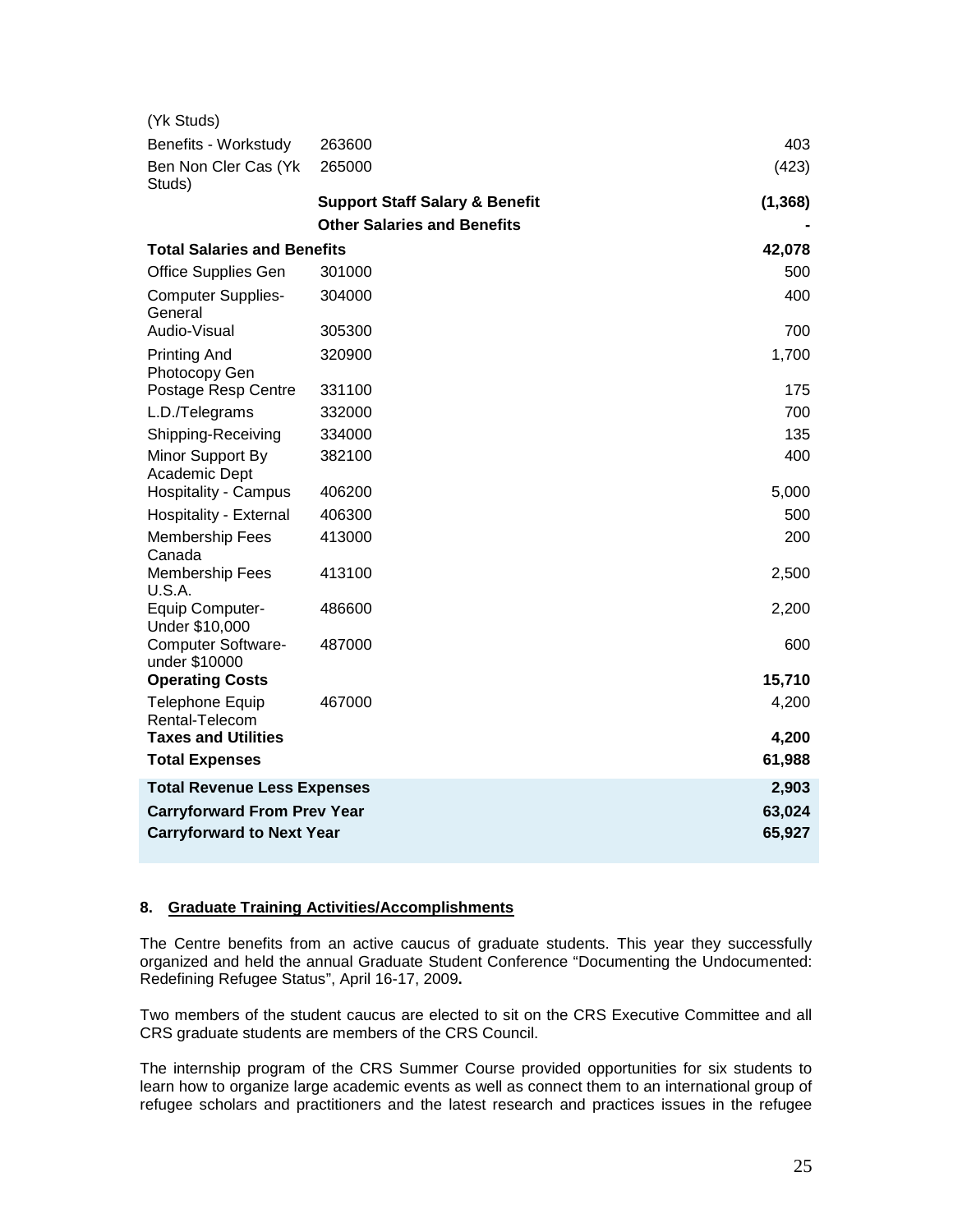| | | |
|---|---|---|
| (Yk Studs) | | |
| Benefits - Workstudy | 263600 | 403 |
| Ben Non Cler Cas (Yk Studs) | 265000 | (423) |
| | **Support Staff Salary & Benefit** | **(1,368)** |
| | **Other Salaries and Benefits** | **-** |
| **Total Salaries and Benefits** | | **42,078** |
| Office Supplies Gen | 301000 | 500 |
| Computer Supplies-General | 304000 | 400 |
| Audio-Visual | 305300 | 700 |
| Printing And Photocopy Gen | 320900 | 1,700 |
| Postage Resp Centre | 331100 | 175 |
| L.D./Telegrams | 332000 | 700 |
| Shipping-Receiving | 334000 | 135 |
| Minor Support By Academic Dept | 382100 | 400 |
| Hospitality - Campus | 406200 | 5,000 |
| Hospitality - External | 406300 | 500 |
| Membership Fees Canada | 413000 | 200 |
| Membership Fees U.S.A. | 413100 | 2,500 |
| Equip Computer-Under $10,000 | 486600 | 2,200 |
| Computer Software-under $10000 | 487000 | 600 |
| **Operating Costs** | | **15,710** |
| Telephone Equip Rental-Telecom | 467000 | 4,200 |
| **Taxes and Utilities** | | **4,200** |
| **Total Expenses** | | **61,988** |
| **Total Revenue Less Expenses** | | **2,903** |
| **Carryforward From Prev Year** | | **63,024** |
| **Carryforward to Next Year** | | **65,927** |

## 8. Graduate Training Activities/Accomplishments

The Centre benefits from an active caucus of graduate students. This year they successfully organized and held the annual Graduate Student Conference "Documenting the Undocumented: Redefining Refugee Status", April 16-17, 2009**.**

Two members of the student caucus are elected to sit on the CRS Executive Committee and all CRS graduate students are members of the CRS Council.

The internship program of the CRS Summer Course provided opportunities for six students to learn how to organize large academic events as well as connect them to an international group of refugee scholars and practitioners and the latest research and practices issues in the refugee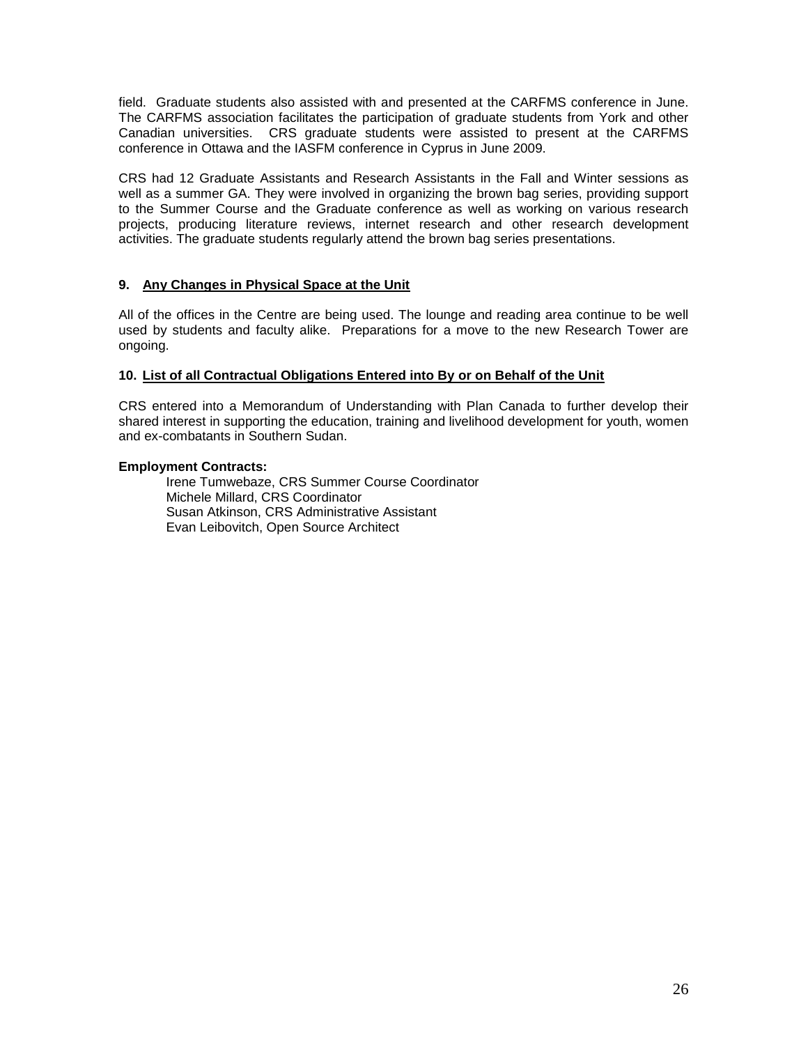field. Graduate students also assisted with and presented at the CARFMS conference in June. The CARFMS association facilitates the participation of graduate students from York and other Canadian universities. CRS graduate students were assisted to present at the CARFMS conference in Ottawa and the IASFM conference in Cyprus in June 2009.

CRS had 12 Graduate Assistants and Research Assistants in the Fall and Winter sessions as well as a summer GA. They were involved in organizing the brown bag series, providing support to the Summer Course and the Graduate conference as well as working on various research projects, producing literature reviews, internet research and other research development activities. The graduate students regularly attend the brown bag series presentations.

## 9. <u>Any Changes in Physical Space at the Unit</u>

All of the offices in the Centre are being used. The lounge and reading area continue to be well used by students and faculty alike. Preparations for a move to the new Research Tower are ongoing.

## 10. <u>List of all Contractual Obligations Entered into By or on Behalf of the Unit</u>

CRS entered into a Memorandum of Understanding with Plan Canada to further develop their shared interest in supporting the education, training and livelihood development for youth, women and ex-combatants in Southern Sudan.

**Employment Contracts:**

Irene Tumwebaze, CRS Summer Course Coordinator
Michele Millard, CRS Coordinator
Susan Atkinson, CRS Administrative Assistant
Evan Leibovitch, Open Source Architect